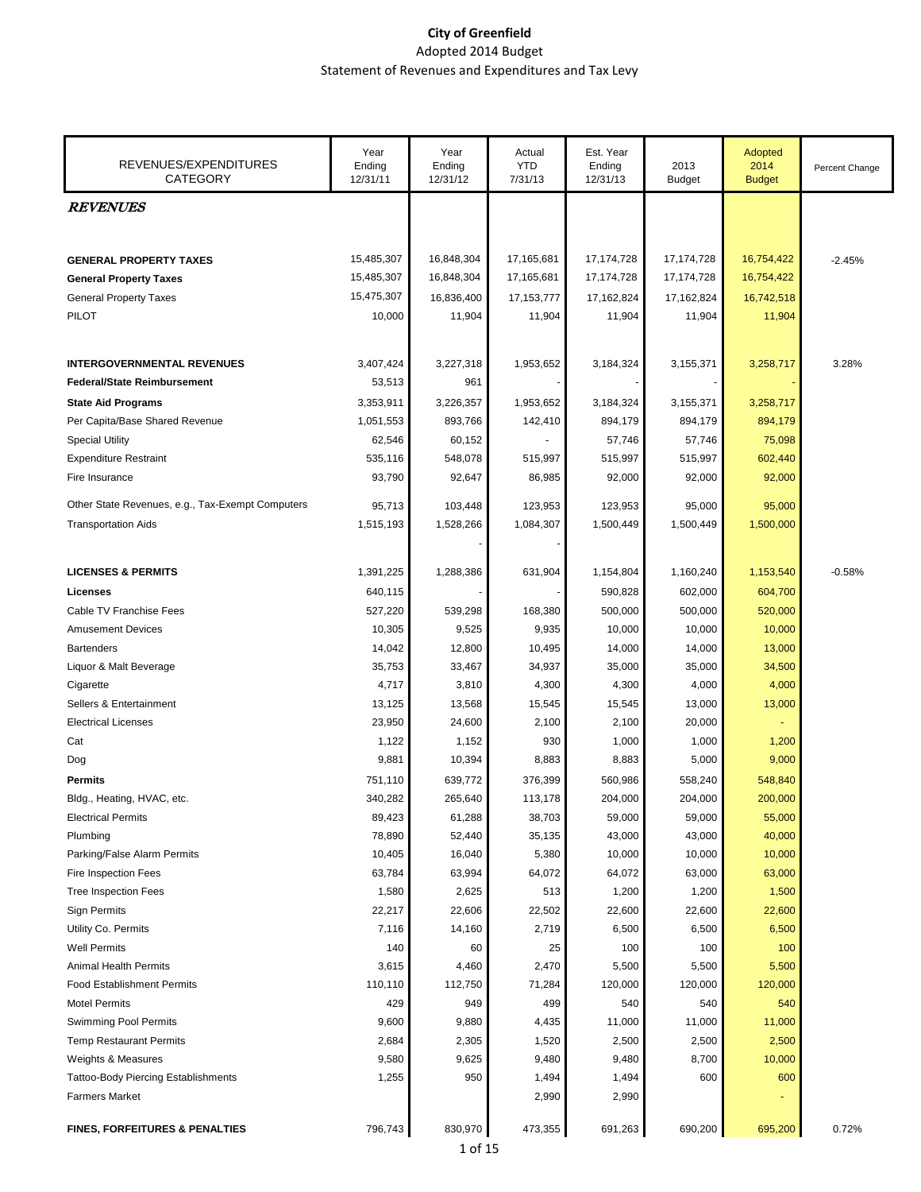# City of Greenfield

Adopted 2014 Budget

Statement of Revenues and Expenditures and Tax Levy

| REVENUES/EXPENDITURES CATEGORY | Year Ending 12/31/11 | Year Ending 12/31/12 | Actual YTD 7/31/13 | Est. Year Ending 12/31/13 | 2013 Budget | Adopted 2014 Budget | Percent Change |
|---|---|---|---|---|---|---|---|
| ***REVENUES*** | | | | | | | |
| **GENERAL PROPERTY TAXES** | 15,485,307 | 16,848,304 | 17,165,681 | 17,174,728 | 17,174,728 | 16,754,422 | -2.45% |
| **General Property Taxes** | 15,485,307 | 16,848,304 | 17,165,681 | 17,174,728 | 17,174,728 | 16,754,422 | |
| General Property Taxes | 15,475,307 | 16,836,400 | 17,153,777 | 17,162,824 | 17,162,824 | 16,742,518 | |
| PILOT | 10,000 | 11,904 | 11,904 | 11,904 | 11,904 | 11,904 | |
| **INTERGOVERNMENTAL REVENUES** | 3,407,424 | 3,227,318 | 1,953,652 | 3,184,324 | 3,155,371 | 3,258,717 | 3.28% |
| **Federal/State Reimbursement** | 53,513 | 961 | - | - | - | - | |
| **State Aid Programs** | 3,353,911 | 3,226,357 | 1,953,652 | 3,184,324 | 3,155,371 | 3,258,717 | |
| Per Capita/Base Shared Revenue | 1,051,553 | 893,766 | 142,410 | 894,179 | 894,179 | 894,179 | |
| Special Utility | 62,546 | 60,152 | - | 57,746 | 57,746 | 75,098 | |
| Expenditure Restraint | 535,116 | 548,078 | 515,997 | 515,997 | 515,997 | 602,440 | |
| Fire Insurance | 93,790 | 92,647 | 86,985 | 92,000 | 92,000 | 92,000 | |
| Other State Revenues, e.g., Tax-Exempt Computers | 95,713 | 103,448 | 123,953 | 123,953 | 95,000 | 95,000 | |
| Transportation Aids | 1,515,193 | 1,528,266 | 1,084,307 | 1,500,449 | 1,500,449 | 1,500,000 | |
| | | - | - | | | | |
| **LICENSES & PERMITS** | 1,391,225 | 1,288,386 | 631,904 | 1,154,804 | 1,160,240 | 1,153,540 | -0.58% |
| **Licenses** | 640,115 | - | - | 590,828 | 602,000 | 604,700 | |
| Cable TV Franchise Fees | 527,220 | 539,298 | 168,380 | 500,000 | 500,000 | 520,000 | |
| Amusement Devices | 10,305 | 9,525 | 9,935 | 10,000 | 10,000 | 10,000 | |
| Bartenders | 14,042 | 12,800 | 10,495 | 14,000 | 14,000 | 13,000 | |
| Liquor & Malt Beverage | 35,753 | 33,467 | 34,937 | 35,000 | 35,000 | 34,500 | |
| Cigarette | 4,717 | 3,810 | 4,300 | 4,300 | 4,000 | 4,000 | |
| Sellers & Entertainment | 13,125 | 13,568 | 15,545 | 15,545 | 13,000 | 13,000 | |
| Electrical Licenses | 23,950 | 24,600 | 2,100 | 2,100 | 20,000 | - | |
| Cat | 1,122 | 1,152 | 930 | 1,000 | 1,000 | 1,200 | |
| Dog | 9,881 | 10,394 | 8,883 | 8,883 | 5,000 | 9,000 | |
| **Permits** | 751,110 | 639,772 | 376,399 | 560,986 | 558,240 | 548,840 | |
| Bldg., Heating, HVAC, etc. | 340,282 | 265,640 | 113,178 | 204,000 | 204,000 | 200,000 | |
| Electrical Permits | 89,423 | 61,288 | 38,703 | 59,000 | 59,000 | 55,000 | |
| Plumbing | 78,890 | 52,440 | 35,135 | 43,000 | 43,000 | 40,000 | |
| Parking/False Alarm Permits | 10,405 | 16,040 | 5,380 | 10,000 | 10,000 | 10,000 | |
| Fire Inspection Fees | 63,784 | 63,994 | 64,072 | 64,072 | 63,000 | 63,000 | |
| Tree Inspection Fees | 1,580 | 2,625 | 513 | 1,200 | 1,200 | 1,500 | |
| Sign Permits | 22,217 | 22,606 | 22,502 | 22,600 | 22,600 | 22,600 | |
| Utility Co. Permits | 7,116 | 14,160 | 2,719 | 6,500 | 6,500 | 6,500 | |
| Well Permits | 140 | 60 | 25 | 100 | 100 | 100 | |
| Animal Health Permits | 3,615 | 4,460 | 2,470 | 5,500 | 5,500 | 5,500 | |
| Food Establishment Permits | 110,110 | 112,750 | 71,284 | 120,000 | 120,000 | 120,000 | |
| Motel Permits | 429 | 949 | 499 | 540 | 540 | 540 | |
| Swimming Pool Permits | 9,600 | 9,880 | 4,435 | 11,000 | 11,000 | 11,000 | |
| Temp Restaurant Permits | 2,684 | 2,305 | 1,520 | 2,500 | 2,500 | 2,500 | |
| Weights & Measures | 9,580 | 9,625 | 9,480 | 9,480 | 8,700 | 10,000 | |
| Tattoo-Body Piercing Establishments | 1,255 | 950 | 1,494 | 1,494 | 600 | 600 | |
| Farmers Market | | | 2,990 | 2,990 | | - | |
| **FINES, FORFEITURES & PENALTIES** | 796,743 | 830,970 | 473,355 | 691,263 | 690,200 | 695,200 | 0.72% |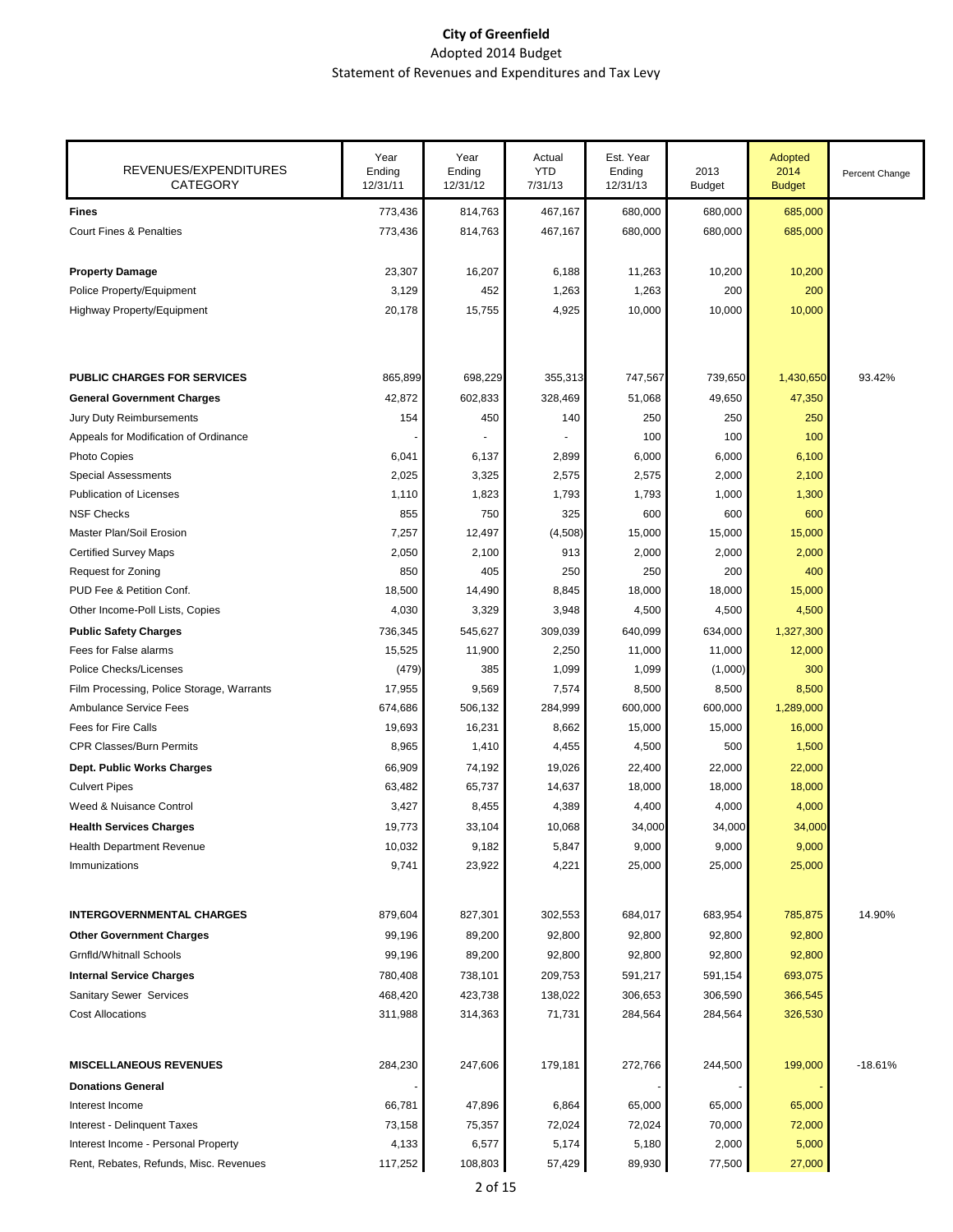**City of Greenfield**
Adopted 2014 Budget
Statement of Revenues and Expenditures and Tax Levy

| REVENUES/EXPENDITURES CATEGORY | Year Ending 12/31/11 | Year Ending 12/31/12 | Actual YTD 7/31/13 | Est. Year Ending 12/31/13 | 2013 Budget | Adopted 2014 Budget | Percent Change |
|---|---|---|---|---|---|---|---|
| **Fines** | 773,436 | 814,763 | 467,167 | 680,000 | 680,000 | 685,000 | |
| Court Fines & Penalties | 773,436 | 814,763 | 467,167 | 680,000 | 680,000 | 685,000 | |
| | | | | | | | |
| **Property Damage** | 23,307 | 16,207 | 6,188 | 11,263 | 10,200 | 10,200 | |
| Police Property/Equipment | 3,129 | 452 | 1,263 | 1,263 | 200 | 200 | |
| Highway Property/Equipment | 20,178 | 15,755 | 4,925 | 10,000 | 10,000 | 10,000 | |
| | | | | | | | |
| **PUBLIC CHARGES FOR SERVICES** | 865,899 | 698,229 | 355,313 | 747,567 | 739,650 | 1,430,650 | 93.42% |
| **General Government Charges** | 42,872 | 602,833 | 328,469 | 51,068 | 49,650 | 47,350 | |
| Jury Duty Reimbursements | 154 | 450 | 140 | 250 | 250 | 250 | |
| Appeals for Modification of Ordinance | - | - | - | 100 | 100 | 100 | |
| Photo Copies | 6,041 | 6,137 | 2,899 | 6,000 | 6,000 | 6,100 | |
| Special Assessments | 2,025 | 3,325 | 2,575 | 2,575 | 2,000 | 2,100 | |
| Publication of Licenses | 1,110 | 1,823 | 1,793 | 1,793 | 1,000 | 1,300 | |
| NSF Checks | 855 | 750 | 325 | 600 | 600 | 600 | |
| Master Plan/Soil Erosion | 7,257 | 12,497 | (4,508) | 15,000 | 15,000 | 15,000 | |
| Certified Survey Maps | 2,050 | 2,100 | 913 | 2,000 | 2,000 | 2,000 | |
| Request for Zoning | 850 | 405 | 250 | 250 | 200 | 400 | |
| PUD Fee & Petition Conf. | 18,500 | 14,490 | 8,845 | 18,000 | 18,000 | 15,000 | |
| Other Income-Poll Lists, Copies | 4,030 | 3,329 | 3,948 | 4,500 | 4,500 | 4,500 | |
| **Public Safety Charges** | 736,345 | 545,627 | 309,039 | 640,099 | 634,000 | 1,327,300 | |
| Fees for False alarms | 15,525 | 11,900 | 2,250 | 11,000 | 11,000 | 12,000 | |
| Police Checks/Licenses | (479) | 385 | 1,099 | 1,099 | (1,000) | 300 | |
| Film Processing, Police Storage, Warrants | 17,955 | 9,569 | 7,574 | 8,500 | 8,500 | 8,500 | |
| Ambulance Service Fees | 674,686 | 506,132 | 284,999 | 600,000 | 600,000 | 1,289,000 | |
| Fees for Fire Calls | 19,693 | 16,231 | 8,662 | 15,000 | 15,000 | 16,000 | |
| CPR Classes/Burn Permits | 8,965 | 1,410 | 4,455 | 4,500 | 500 | 1,500 | |
| **Dept. Public Works Charges** | 66,909 | 74,192 | 19,026 | 22,400 | 22,000 | 22,000 | |
| Culvert Pipes | 63,482 | 65,737 | 14,637 | 18,000 | 18,000 | 18,000 | |
| Weed & Nuisance Control | 3,427 | 8,455 | 4,389 | 4,400 | 4,000 | 4,000 | |
| **Health Services Charges** | 19,773 | 33,104 | 10,068 | 34,000 | 34,000 | 34,000 | |
| Health Department Revenue | 10,032 | 9,182 | 5,847 | 9,000 | 9,000 | 9,000 | |
| Immunizations | 9,741 | 23,922 | 4,221 | 25,000 | 25,000 | 25,000 | |
| | | | | | | | |
| **INTERGOVERNMENTAL CHARGES** | 879,604 | 827,301 | 302,553 | 684,017 | 683,954 | 785,875 | 14.90% |
| **Other Government Charges** | 99,196 | 89,200 | 92,800 | 92,800 | 92,800 | 92,800 | |
| Grnfld/Whitnall Schools | 99,196 | 89,200 | 92,800 | 92,800 | 92,800 | 92,800 | |
| **Internal Service Charges** | 780,408 | 738,101 | 209,753 | 591,217 | 591,154 | 693,075 | |
| Sanitary Sewer Services | 468,420 | 423,738 | 138,022 | 306,653 | 306,590 | 366,545 | |
| Cost Allocations | 311,988 | 314,363 | 71,731 | 284,564 | 284,564 | 326,530 | |
| | | | | | | | |
| **MISCELLANEOUS REVENUES** | 284,230 | 247,606 | 179,181 | 272,766 | 244,500 | 199,000 | -18.61% |
| **Donations General** | - | | | - | - | - | |
| Interest Income | 66,781 | 47,896 | 6,864 | 65,000 | 65,000 | 65,000 | |
| Interest - Delinquent Taxes | 73,158 | 75,357 | 72,024 | 72,024 | 70,000 | 72,000 | |
| Interest Income - Personal Property | 4,133 | 6,577 | 5,174 | 5,180 | 2,000 | 5,000 | |
| Rent, Rebates, Refunds, Misc. Revenues | 117,252 | 108,803 | 57,429 | 89,930 | 77,500 | 27,000 | |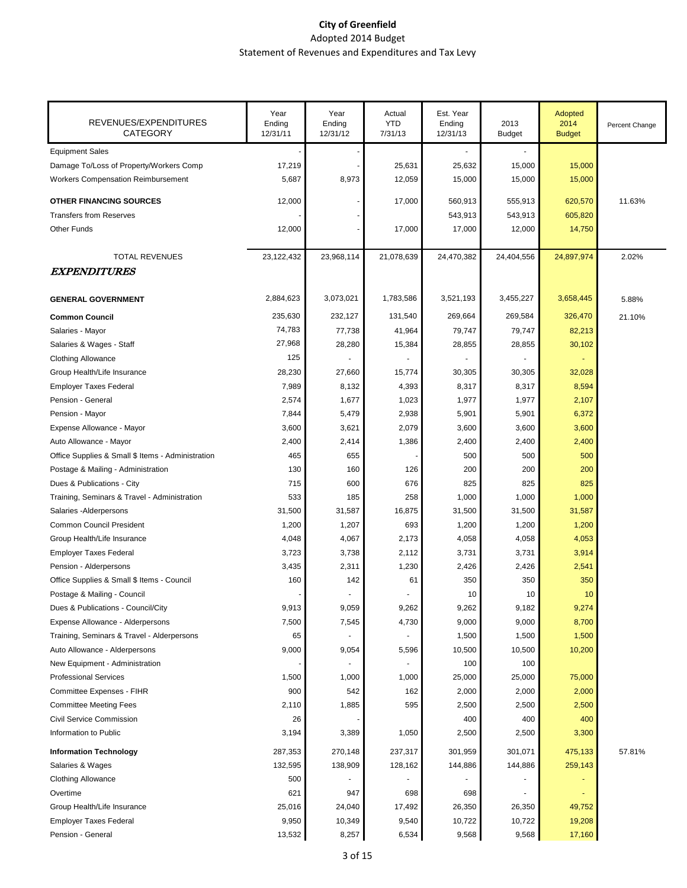**City of Greenfield**
Adopted 2014 Budget
Statement of Revenues and Expenditures and Tax Levy

| REVENUES/EXPENDITURES CATEGORY | Year Ending 12/31/11 | Year Ending 12/31/12 | Actual YTD 7/31/13 | Est. Year Ending 12/31/13 | 2013 Budget | Adopted 2014 Budget | Percent Change |
|---|---|---|---|---|---|---|---|
| Equipment Sales | - | - | | - | - | | |
| Damage To/Loss of Property/Workers Comp | 17,219 | - | 25,631 | 25,632 | 15,000 | 15,000 | |
| Workers Compensation Reimbursement | 5,687 | 8,973 | 12,059 | 15,000 | 15,000 | 15,000 | |
| **OTHER FINANCING SOURCES** | 12,000 | - | 17,000 | 560,913 | 555,913 | 620,570 | 11.63% |
| Transfers from Reserves | - | - | | 543,913 | 543,913 | 605,820 | |
| Other Funds | 12,000 | - | 17,000 | 17,000 | 12,000 | 14,750 | |
| TOTAL REVENUES | 23,122,432 | 23,968,114 | 21,078,639 | 24,470,382 | 24,404,556 | 24,897,974 | 2.02% |
| ***EXPENDITURES*** | | | | | | | |
| **GENERAL GOVERNMENT** | 2,884,623 | 3,073,021 | 1,783,586 | 3,521,193 | 3,455,227 | 3,658,445 | 5.88% |
| **Common Council** | 235,630 | 232,127 | 131,540 | 269,664 | 269,584 | 326,470 | 21.10% |
| Salaries - Mayor | 74,783 | 77,738 | 41,964 | 79,747 | 79,747 | 82,213 | |
| Salaries & Wages - Staff | 27,968 | 28,280 | 15,384 | 28,855 | 28,855 | 30,102 | |
| Clothing Allowance | 125 | - | - | - | - | - | |
| Group Health/Life Insurance | 28,230 | 27,660 | 15,774 | 30,305 | 30,305 | 32,028 | |
| Employer Taxes Federal | 7,989 | 8,132 | 4,393 | 8,317 | 8,317 | 8,594 | |
| Pension - General | 2,574 | 1,677 | 1,023 | 1,977 | 1,977 | 2,107 | |
| Pension - Mayor | 7,844 | 5,479 | 2,938 | 5,901 | 5,901 | 6,372 | |
| Expense Allowance - Mayor | 3,600 | 3,621 | 2,079 | 3,600 | 3,600 | 3,600 | |
| Auto Allowance - Mayor | 2,400 | 2,414 | 1,386 | 2,400 | 2,400 | 2,400 | |
| Office Supplies & Small $ Items - Administration | 465 | 655 | - | 500 | 500 | 500 | |
| Postage & Mailing - Administration | 130 | 160 | 126 | 200 | 200 | 200 | |
| Dues & Publications - City | 715 | 600 | 676 | 825 | 825 | 825 | |
| Training, Seminars & Travel - Administration | 533 | 185 | 258 | 1,000 | 1,000 | 1,000 | |
| Salaries -Alderpersons | 31,500 | 31,587 | 16,875 | 31,500 | 31,500 | 31,587 | |
| Common Council President | 1,200 | 1,207 | 693 | 1,200 | 1,200 | 1,200 | |
| Group Health/Life Insurance | 4,048 | 4,067 | 2,173 | 4,058 | 4,058 | 4,053 | |
| Employer Taxes Federal | 3,723 | 3,738 | 2,112 | 3,731 | 3,731 | 3,914 | |
| Pension - Alderpersons | 3,435 | 2,311 | 1,230 | 2,426 | 2,426 | 2,541 | |
| Office Supplies & Small $ Items - Council | 160 | 142 | 61 | 350 | 350 | 350 | |
| Postage & Mailing - Council | - | - | - | 10 | 10 | 10 | |
| Dues & Publications - Council/City | 9,913 | 9,059 | 9,262 | 9,262 | 9,182 | 9,274 | |
| Expense Allowance - Alderpersons | 7,500 | 7,545 | 4,730 | 9,000 | 9,000 | 8,700 | |
| Training, Seminars & Travel - Alderpersons | 65 | - | - | 1,500 | 1,500 | 1,500 | |
| Auto Allowance - Alderpersons | 9,000 | 9,054 | 5,596 | 10,500 | 10,500 | 10,200 | |
| New Equipment - Administration | - | - | - | 100 | 100 | | |
| Professional Services | 1,500 | 1,000 | 1,000 | 25,000 | 25,000 | 75,000 | |
| Committee Expenses - FIHR | 900 | 542 | 162 | 2,000 | 2,000 | 2,000 | |
| Committee Meeting Fees | 2,110 | 1,885 | 595 | 2,500 | 2,500 | 2,500 | |
| Civil Service Commission | 26 | - | | 400 | 400 | 400 | |
| Information to Public | 3,194 | 3,389 | 1,050 | 2,500 | 2,500 | 3,300 | |
| **Information Technology** | 287,353 | 270,148 | 237,317 | 301,959 | 301,071 | 475,133 | 57.81% |
| Salaries & Wages | 132,595 | 138,909 | 128,162 | 144,886 | 144,886 | 259,143 | |
| Clothing Allowance | 500 | - | - | - | - | - | |
| Overtime | 621 | 947 | 698 | 698 | - | - | |
| Group Health/Life Insurance | 25,016 | 24,040 | 17,492 | 26,350 | 26,350 | 49,752 | |
| Employer Taxes Federal | 9,950 | 10,349 | 9,540 | 10,722 | 10,722 | 19,208 | |
| Pension - General | 13,532 | 8,257 | 6,534 | 9,568 | 9,568 | 17,160 | |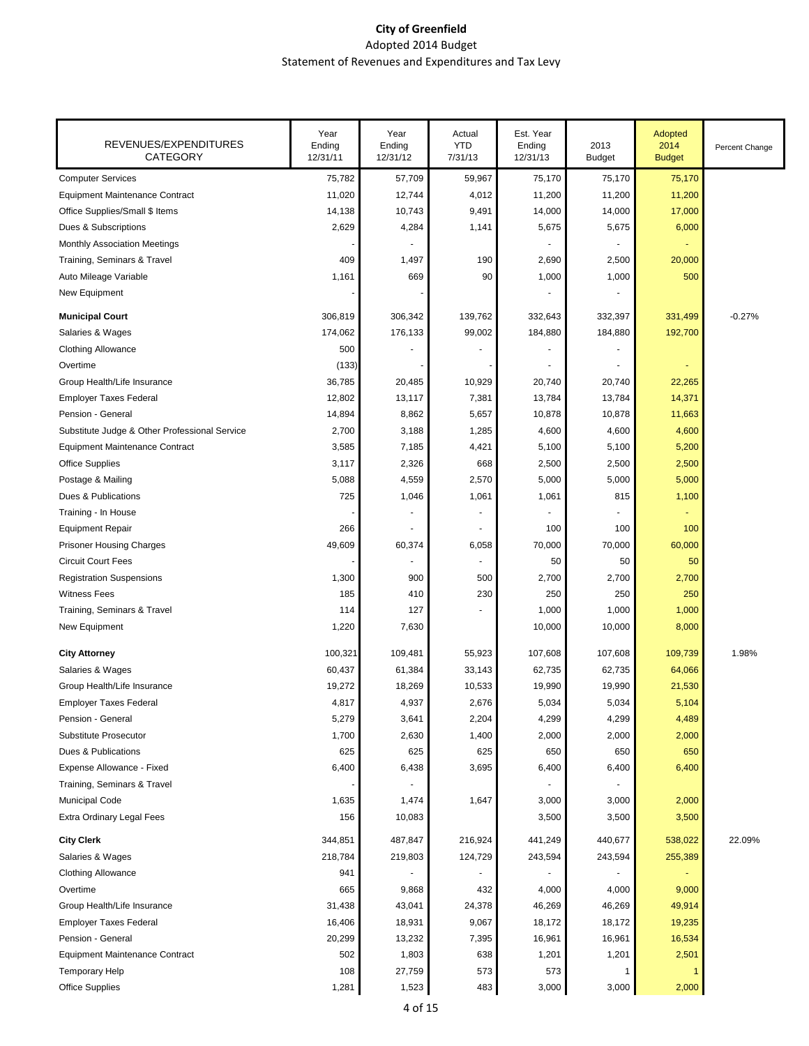**City of Greenfield**

Adopted 2014 Budget

Statement of Revenues and Expenditures and Tax Levy

| REVENUES/EXPENDITURES CATEGORY | Year Ending 12/31/11 | Year Ending 12/31/12 | Actual YTD 7/31/13 | Est. Year Ending 12/31/13 | 2013 Budget | Adopted 2014 Budget | Percent Change |
|---|---|---|---|---|---|---|---|
| Computer Services | 75,782 | 57,709 | 59,967 | 75,170 | 75,170 | 75,170 | |
| Equipment Maintenance Contract | 11,020 | 12,744 | 4,012 | 11,200 | 11,200 | 11,200 | |
| Office Supplies/Small $ Items | 14,138 | 10,743 | 9,491 | 14,000 | 14,000 | 17,000 | |
| Dues & Subscriptions | 2,629 | 4,284 | 1,141 | 5,675 | 5,675 | 6,000 | |
| Monthly Association Meetings | - | - | | - | - | - | |
| Training, Seminars & Travel | 409 | 1,497 | 190 | 2,690 | 2,500 | 20,000 | |
| Auto Mileage Variable | 1,161 | 669 | 90 | 1,000 | 1,000 | 500 | |
| New Equipment | - | - | | - | - | | |
| **Municipal Court** | 306,819 | 306,342 | 139,762 | 332,643 | 332,397 | 331,499 | -0.27% |
| Salaries & Wages | 174,062 | 176,133 | 99,002 | 184,880 | 184,880 | 192,700 | |
| Clothing Allowance | 500 | - | - | - | - | | |
| Overtime | (133) | - | - | - | - | - | |
| Group Health/Life Insurance | 36,785 | 20,485 | 10,929 | 20,740 | 20,740 | 22,265 | |
| Employer Taxes Federal | 12,802 | 13,117 | 7,381 | 13,784 | 13,784 | 14,371 | |
| Pension - General | 14,894 | 8,862 | 5,657 | 10,878 | 10,878 | 11,663 | |
| Substitute Judge & Other Professional Service | 2,700 | 3,188 | 1,285 | 4,600 | 4,600 | 4,600 | |
| Equipment Maintenance Contract | 3,585 | 7,185 | 4,421 | 5,100 | 5,100 | 5,200 | |
| Office Supplies | 3,117 | 2,326 | 668 | 2,500 | 2,500 | 2,500 | |
| Postage & Mailing | 5,088 | 4,559 | 2,570 | 5,000 | 5,000 | 5,000 | |
| Dues & Publications | 725 | 1,046 | 1,061 | 1,061 | 815 | 1,100 | |
| Training - In House | - | - | - | - | - | - | |
| Equipment Repair | 266 | - | - | 100 | 100 | 100 | |
| Prisoner Housing Charges | 49,609 | 60,374 | 6,058 | 70,000 | 70,000 | 60,000 | |
| Circuit Court Fees | - | - | - | 50 | 50 | 50 | |
| Registration Suspensions | 1,300 | 900 | 500 | 2,700 | 2,700 | 2,700 | |
| Witness Fees | 185 | 410 | 230 | 250 | 250 | 250 | |
| Training, Seminars & Travel | 114 | 127 | - | 1,000 | 1,000 | 1,000 | |
| New Equipment | 1,220 | 7,630 | | 10,000 | 10,000 | 8,000 | |
| **City Attorney** | 100,321 | 109,481 | 55,923 | 107,608 | 107,608 | 109,739 | 1.98% |
| Salaries & Wages | 60,437 | 61,384 | 33,143 | 62,735 | 62,735 | 64,066 | |
| Group Health/Life Insurance | 19,272 | 18,269 | 10,533 | 19,990 | 19,990 | 21,530 | |
| Employer Taxes Federal | 4,817 | 4,937 | 2,676 | 5,034 | 5,034 | 5,104 | |
| Pension - General | 5,279 | 3,641 | 2,204 | 4,299 | 4,299 | 4,489 | |
| Substitute Prosecutor | 1,700 | 2,630 | 1,400 | 2,000 | 2,000 | 2,000 | |
| Dues & Publications | 625 | 625 | 625 | 650 | 650 | 650 | |
| Expense Allowance - Fixed | 6,400 | 6,438 | 3,695 | 6,400 | 6,400 | 6,400 | |
| Training, Seminars & Travel | - | - | | - | - | | |
| Municipal Code | 1,635 | 1,474 | 1,647 | 3,000 | 3,000 | 2,000 | |
| Extra Ordinary Legal Fees | 156 | 10,083 | | 3,500 | 3,500 | 3,500 | |
| **City Clerk** | 344,851 | 487,847 | 216,924 | 441,249 | 440,677 | 538,022 | 22.09% |
| Salaries & Wages | 218,784 | 219,803 | 124,729 | 243,594 | 243,594 | 255,389 | |
| Clothing Allowance | 941 | - | - | - | - | - | |
| Overtime | 665 | 9,868 | 432 | 4,000 | 4,000 | 9,000 | |
| Group Health/Life Insurance | 31,438 | 43,041 | 24,378 | 46,269 | 46,269 | 49,914 | |
| Employer Taxes Federal | 16,406 | 18,931 | 9,067 | 18,172 | 18,172 | 19,235 | |
| Pension - General | 20,299 | 13,232 | 7,395 | 16,961 | 16,961 | 16,534 | |
| Equipment Maintenance Contract | 502 | 1,803 | 638 | 1,201 | 1,201 | 2,501 | |
| Temporary Help | 108 | 27,759 | 573 | 573 | 1 | 1 | |
| Office Supplies | 1,281 | 1,523 | 483 | 3,000 | 3,000 | 2,000 | |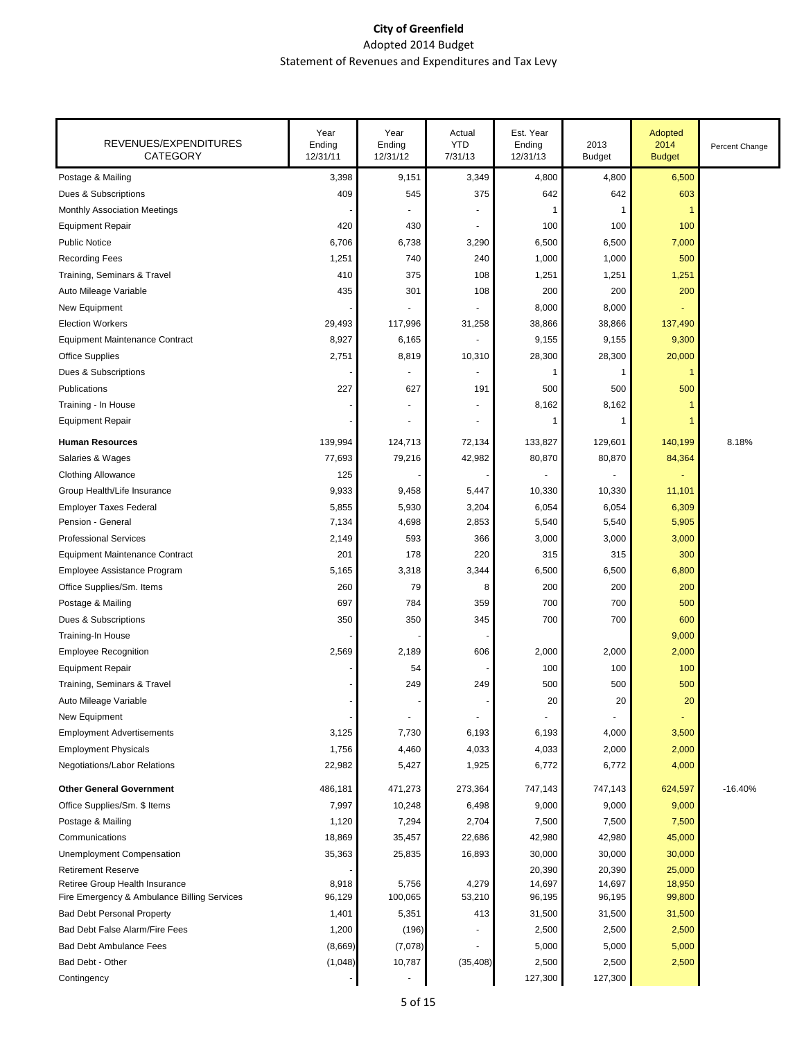**City of Greenfield**
Adopted 2014 Budget
Statement of Revenues and Expenditures and Tax Levy

| REVENUES/EXPENDITURES CATEGORY | Year Ending 12/31/11 | Year Ending 12/31/12 | Actual YTD 7/31/13 | Est. Year Ending 12/31/13 | 2013 Budget | Adopted 2014 Budget | Percent Change |
|---|---|---|---|---|---|---|---|
| Postage & Mailing | 3,398 | 9,151 | 3,349 | 4,800 | 4,800 | 6,500 | |
| Dues & Subscriptions | 409 | 545 | 375 | 642 | 642 | 603 | |
| Monthly Association Meetings | - | - | - | 1 | 1 | 1 | |
| Equipment Repair | 420 | 430 | - | 100 | 100 | 100 | |
| Public Notice | 6,706 | 6,738 | 3,290 | 6,500 | 6,500 | 7,000 | |
| Recording Fees | 1,251 | 740 | 240 | 1,000 | 1,000 | 500 | |
| Training, Seminars & Travel | 410 | 375 | 108 | 1,251 | 1,251 | 1,251 | |
| Auto Mileage Variable | 435 | 301 | 108 | 200 | 200 | 200 | |
| New Equipment | - | - | - | 8,000 | 8,000 | - | |
| Election Workers | 29,493 | 117,996 | 31,258 | 38,866 | 38,866 | 137,490 | |
| Equipment Maintenance Contract | 8,927 | 6,165 | - | 9,155 | 9,155 | 9,300 | |
| Office Supplies | 2,751 | 8,819 | 10,310 | 28,300 | 28,300 | 20,000 | |
| Dues & Subscriptions | - | - | - | 1 | 1 | 1 | |
| Publications | 227 | 627 | 191 | 500 | 500 | 500 | |
| Training - In House | - | - | - | 8,162 | 8,162 | 1 | |
| Equipment Repair | - | - | - | 1 | 1 | 1 | |
| **Human Resources** | 139,994 | 124,713 | 72,134 | 133,827 | 129,601 | 140,199 | 8.18% |
| Salaries & Wages | 77,693 | 79,216 | 42,982 | 80,870 | 80,870 | 84,364 | |
| Clothing Allowance | 125 | - | - | - | - | - | |
| Group Health/Life Insurance | 9,933 | 9,458 | 5,447 | 10,330 | 10,330 | 11,101 | |
| Employer Taxes Federal | 5,855 | 5,930 | 3,204 | 6,054 | 6,054 | 6,309 | |
| Pension - General | 7,134 | 4,698 | 2,853 | 5,540 | 5,540 | 5,905 | |
| Professional Services | 2,149 | 593 | 366 | 3,000 | 3,000 | 3,000 | |
| Equipment Maintenance Contract | 201 | 178 | 220 | 315 | 315 | 300 | |
| Employee Assistance Program | 5,165 | 3,318 | 3,344 | 6,500 | 6,500 | 6,800 | |
| Office Supplies/Sm. Items | 260 | 79 | 8 | 200 | 200 | 200 | |
| Postage & Mailing | 697 | 784 | 359 | 700 | 700 | 500 | |
| Dues & Subscriptions | 350 | 350 | 345 | 700 | 700 | 600 | |
| Training-In House | - | - | - | | | 9,000 | |
| Employee Recognition | 2,569 | 2,189 | 606 | 2,000 | 2,000 | 2,000 | |
| Equipment Repair | - | 54 | - | 100 | 100 | 100 | |
| Training, Seminars & Travel | - | 249 | 249 | 500 | 500 | 500 | |
| Auto Mileage Variable | - | - | - | 20 | 20 | 20 | |
| New Equipment | - | - | - | - | - | - | |
| Employment Advertisements | 3,125 | 7,730 | 6,193 | 6,193 | 4,000 | 3,500 | |
| Employment Physicals | 1,756 | 4,460 | 4,033 | 4,033 | 2,000 | 2,000 | |
| Negotiations/Labor Relations | 22,982 | 5,427 | 1,925 | 6,772 | 6,772 | 4,000 | |
| **Other General Government** | 486,181 | 471,273 | 273,364 | 747,143 | 747,143 | 624,597 | -16.40% |
| Office Supplies/Sm. $ Items | 7,997 | 10,248 | 6,498 | 9,000 | 9,000 | 9,000 | |
| Postage & Mailing | 1,120 | 7,294 | 2,704 | 7,500 | 7,500 | 7,500 | |
| Communications | 18,869 | 35,457 | 22,686 | 42,980 | 42,980 | 45,000 | |
| Unemployment Compensation | 35,363 | 25,835 | 16,893 | 30,000 | 30,000 | 30,000 | |
| Retirement Reserve | - | | | 20,390 | 20,390 | 25,000 | |
| Retiree Group Health Insurance | 8,918 | 5,756 | 4,279 | 14,697 | 14,697 | 18,950 | |
| Fire Emergency & Ambulance Billing Services | 96,129 | 100,065 | 53,210 | 96,195 | 96,195 | 99,800 | |
| Bad Debt Personal Property | 1,401 | 5,351 | 413 | 31,500 | 31,500 | 31,500 | |
| Bad Debt False Alarm/Fire Fees | 1,200 | (196) | - | 2,500 | 2,500 | 2,500 | |
| Bad Debt Ambulance Fees | (8,669) | (7,078) | - | 5,000 | 5,000 | 5,000 | |
| Bad Debt - Other | (1,048) | 10,787 | (35,408) | 2,500 | 2,500 | 2,500 | |
| Contingency | - | - | | 127,300 | 127,300 | | |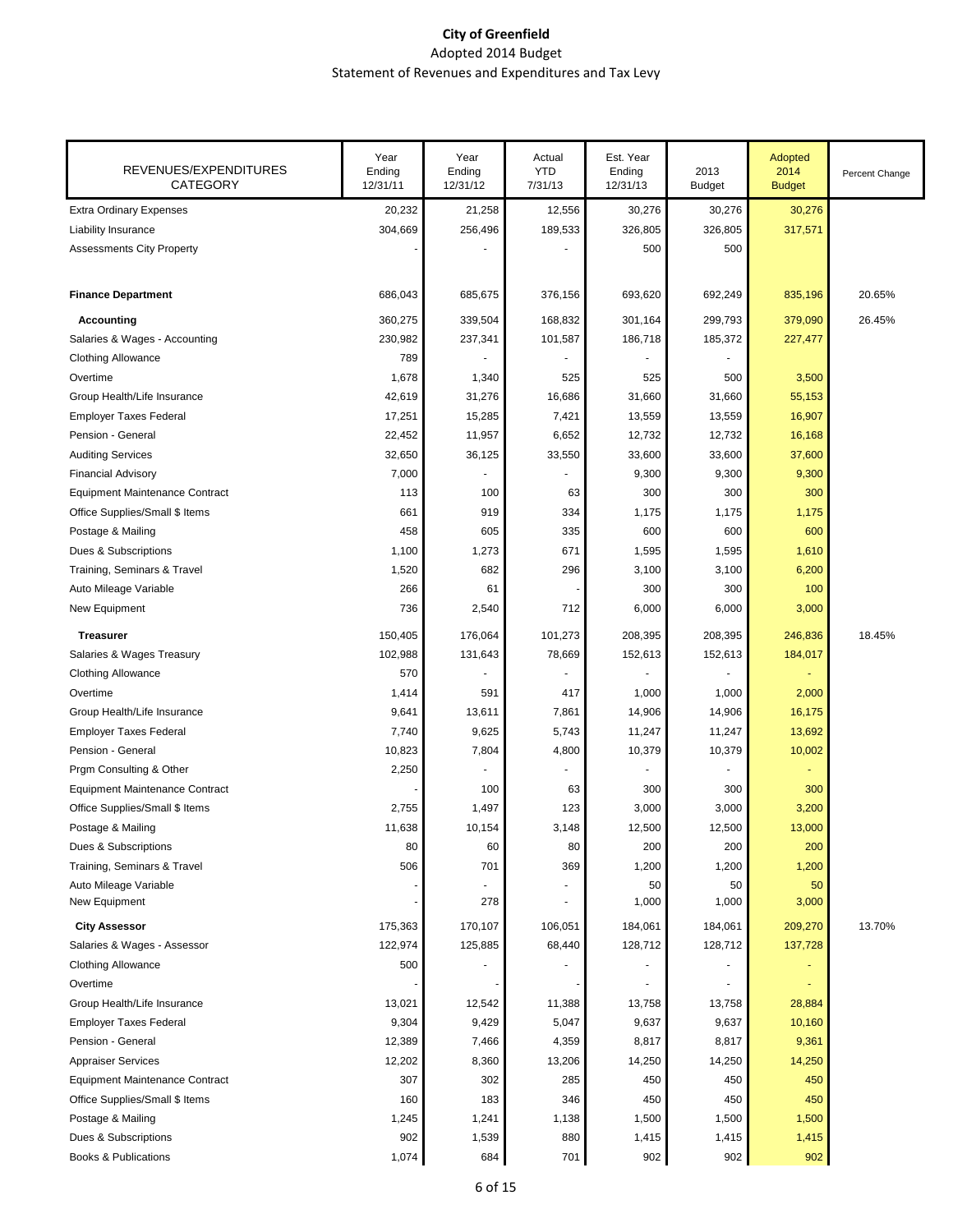**City of Greenfield**
Adopted 2014 Budget
Statement of Revenues and Expenditures and Tax Levy

| REVENUES/EXPENDITURES CATEGORY | Year Ending 12/31/11 | Year Ending 12/31/12 | Actual YTD 7/31/13 | Est. Year Ending 12/31/13 | 2013 Budget | Adopted 2014 Budget | Percent Change |
|---|---|---|---|---|---|---|---|
| Extra Ordinary Expenses | 20,232 | 21,258 | 12,556 | 30,276 | 30,276 | 30,276 | |
| Liability Insurance | 304,669 | 256,496 | 189,533 | 326,805 | 326,805 | 317,571 | |
| Assessments City Property | - | - | - | 500 | 500 | | |
| | | | | | | | |
| **Finance Department** | 686,043 | 685,675 | 376,156 | 693,620 | 692,249 | 835,196 | 20.65% |
| **Accounting** | 360,275 | 339,504 | 168,832 | 301,164 | 299,793 | 379,090 | 26.45% |
| Salaries & Wages - Accounting | 230,982 | 237,341 | 101,587 | 186,718 | 185,372 | 227,477 | |
| Clothing Allowance | 789 | - | - | - | - | | |
| Overtime | 1,678 | 1,340 | 525 | 525 | 500 | 3,500 | |
| Group Health/Life Insurance | 42,619 | 31,276 | 16,686 | 31,660 | 31,660 | 55,153 | |
| Employer Taxes Federal | 17,251 | 15,285 | 7,421 | 13,559 | 13,559 | 16,907 | |
| Pension - General | 22,452 | 11,957 | 6,652 | 12,732 | 12,732 | 16,168 | |
| Auditing Services | 32,650 | 36,125 | 33,550 | 33,600 | 33,600 | 37,600 | |
| Financial Advisory | 7,000 | - | - | 9,300 | 9,300 | 9,300 | |
| Equipment Maintenance Contract | 113 | 100 | 63 | 300 | 300 | 300 | |
| Office Supplies/Small $ Items | 661 | 919 | 334 | 1,175 | 1,175 | 1,175 | |
| Postage & Mailing | 458 | 605 | 335 | 600 | 600 | 600 | |
| Dues & Subscriptions | 1,100 | 1,273 | 671 | 1,595 | 1,595 | 1,610 | |
| Training, Seminars & Travel | 1,520 | 682 | 296 | 3,100 | 3,100 | 6,200 | |
| Auto Mileage Variable | 266 | 61 | - | 300 | 300 | 100 | |
| New Equipment | 736 | 2,540 | 712 | 6,000 | 6,000 | 3,000 | |
| **Treasurer** | 150,405 | 176,064 | 101,273 | 208,395 | 208,395 | 246,836 | 18.45% |
| Salaries & Wages Treasury | 102,988 | 131,643 | 78,669 | 152,613 | 152,613 | 184,017 | |
| Clothing Allowance | 570 | - | - | - | - | - | |
| Overtime | 1,414 | 591 | 417 | 1,000 | 1,000 | 2,000 | |
| Group Health/Life Insurance | 9,641 | 13,611 | 7,861 | 14,906 | 14,906 | 16,175 | |
| Employer Taxes Federal | 7,740 | 9,625 | 5,743 | 11,247 | 11,247 | 13,692 | |
| Pension - General | 10,823 | 7,804 | 4,800 | 10,379 | 10,379 | 10,002 | |
| Prgm Consulting & Other | 2,250 | - | - | - | - | - | |
| Equipment Maintenance Contract | - | 100 | 63 | 300 | 300 | 300 | |
| Office Supplies/Small $ Items | 2,755 | 1,497 | 123 | 3,000 | 3,000 | 3,200 | |
| Postage & Mailing | 11,638 | 10,154 | 3,148 | 12,500 | 12,500 | 13,000 | |
| Dues & Subscriptions | 80 | 60 | 80 | 200 | 200 | 200 | |
| Training, Seminars & Travel | 506 | 701 | 369 | 1,200 | 1,200 | 1,200 | |
| Auto Mileage Variable | - | - | - | 50 | 50 | 50 | |
| New Equipment | - | 278 | - | 1,000 | 1,000 | 3,000 | |
| **City Assessor** | 175,363 | 170,107 | 106,051 | 184,061 | 184,061 | 209,270 | 13.70% |
| Salaries & Wages - Assessor | 122,974 | 125,885 | 68,440 | 128,712 | 128,712 | 137,728 | |
| Clothing Allowance | 500 | - | - | - | - | - | |
| Overtime | - | - | - | - | - | - | |
| Group Health/Life Insurance | 13,021 | 12,542 | 11,388 | 13,758 | 13,758 | 28,884 | |
| Employer Taxes Federal | 9,304 | 9,429 | 5,047 | 9,637 | 9,637 | 10,160 | |
| Pension - General | 12,389 | 7,466 | 4,359 | 8,817 | 8,817 | 9,361 | |
| Appraiser Services | 12,202 | 8,360 | 13,206 | 14,250 | 14,250 | 14,250 | |
| Equipment Maintenance Contract | 307 | 302 | 285 | 450 | 450 | 450 | |
| Office Supplies/Small $ Items | 160 | 183 | 346 | 450 | 450 | 450 | |
| Postage & Mailing | 1,245 | 1,241 | 1,138 | 1,500 | 1,500 | 1,500 | |
| Dues & Subscriptions | 902 | 1,539 | 880 | 1,415 | 1,415 | 1,415 | |
| Books & Publications | 1,074 | 684 | 701 | 902 | 902 | 902 | |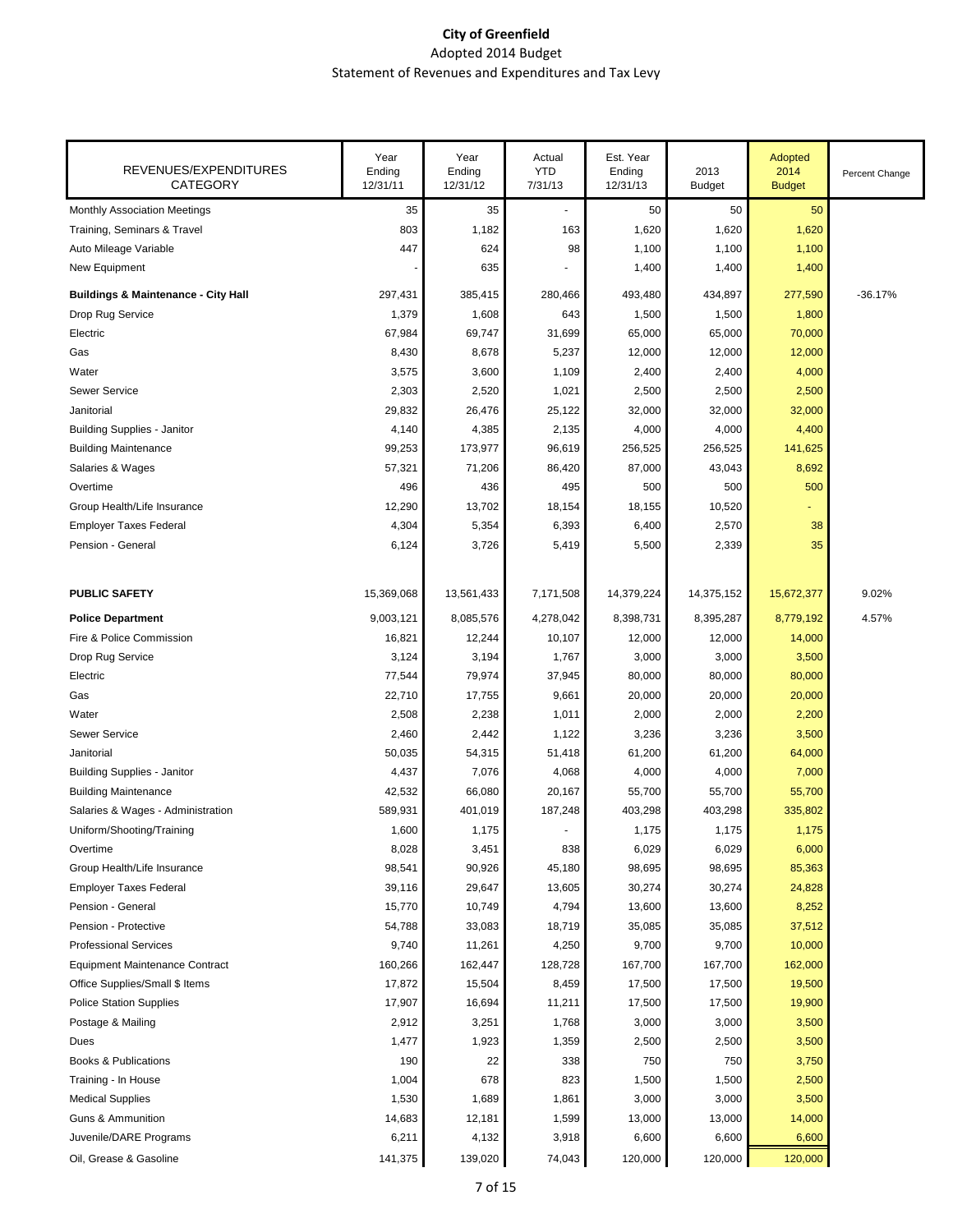# City of Greenfield

Adopted 2014 Budget

Statement of Revenues and Expenditures and Tax Levy

| REVENUES/EXPENDITURES CATEGORY | Year Ending 12/31/11 | Year Ending 12/31/12 | Actual YTD 7/31/13 | Est. Year Ending 12/31/13 | 2013 Budget | Adopted 2014 Budget | Percent Change |
|---|---|---|---|---|---|---|---|
| Monthly Association Meetings | 35 | 35 | - | 50 | 50 | 50 | |
| Training, Seminars & Travel | 803 | 1,182 | 163 | 1,620 | 1,620 | 1,620 | |
| Auto Mileage Variable | 447 | 624 | 98 | 1,100 | 1,100 | 1,100 | |
| New Equipment | - | 635 | - | 1,400 | 1,400 | 1,400 | |
| **Buildings & Maintenance - City Hall** | 297,431 | 385,415 | 280,466 | 493,480 | 434,897 | 277,590 | -36.17% |
| Drop Rug Service | 1,379 | 1,608 | 643 | 1,500 | 1,500 | 1,800 | |
| Electric | 67,984 | 69,747 | 31,699 | 65,000 | 65,000 | 70,000 | |
| Gas | 8,430 | 8,678 | 5,237 | 12,000 | 12,000 | 12,000 | |
| Water | 3,575 | 3,600 | 1,109 | 2,400 | 2,400 | 4,000 | |
| Sewer Service | 2,303 | 2,520 | 1,021 | 2,500 | 2,500 | 2,500 | |
| Janitorial | 29,832 | 26,476 | 25,122 | 32,000 | 32,000 | 32,000 | |
| Building Supplies - Janitor | 4,140 | 4,385 | 2,135 | 4,000 | 4,000 | 4,400 | |
| Building Maintenance | 99,253 | 173,977 | 96,619 | 256,525 | 256,525 | 141,625 | |
| Salaries & Wages | 57,321 | 71,206 | 86,420 | 87,000 | 43,043 | 8,692 | |
| Overtime | 496 | 436 | 495 | 500 | 500 | 500 | |
| Group Health/Life Insurance | 12,290 | 13,702 | 18,154 | 18,155 | 10,520 | - | |
| Employer Taxes Federal | 4,304 | 5,354 | 6,393 | 6,400 | 2,570 | 38 | |
| Pension - General | 6,124 | 3,726 | 5,419 | 5,500 | 2,339 | 35 | |
| **PUBLIC SAFETY** | 15,369,068 | 13,561,433 | 7,171,508 | 14,379,224 | 14,375,152 | 15,672,377 | 9.02% |
| **Police Department** | 9,003,121 | 8,085,576 | 4,278,042 | 8,398,731 | 8,395,287 | 8,779,192 | 4.57% |
| Fire & Police Commission | 16,821 | 12,244 | 10,107 | 12,000 | 12,000 | 14,000 | |
| Drop Rug Service | 3,124 | 3,194 | 1,767 | 3,000 | 3,000 | 3,500 | |
| Electric | 77,544 | 79,974 | 37,945 | 80,000 | 80,000 | 80,000 | |
| Gas | 22,710 | 17,755 | 9,661 | 20,000 | 20,000 | 20,000 | |
| Water | 2,508 | 2,238 | 1,011 | 2,000 | 2,000 | 2,200 | |
| Sewer Service | 2,460 | 2,442 | 1,122 | 3,236 | 3,236 | 3,500 | |
| Janitorial | 50,035 | 54,315 | 51,418 | 61,200 | 61,200 | 64,000 | |
| Building Supplies - Janitor | 4,437 | 7,076 | 4,068 | 4,000 | 4,000 | 7,000 | |
| Building Maintenance | 42,532 | 66,080 | 20,167 | 55,700 | 55,700 | 55,700 | |
| Salaries & Wages - Administration | 589,931 | 401,019 | 187,248 | 403,298 | 403,298 | 335,802 | |
| Uniform/Shooting/Training | 1,600 | 1,175 | - | 1,175 | 1,175 | 1,175 | |
| Overtime | 8,028 | 3,451 | 838 | 6,029 | 6,029 | 6,000 | |
| Group Health/Life Insurance | 98,541 | 90,926 | 45,180 | 98,695 | 98,695 | 85,363 | |
| Employer Taxes Federal | 39,116 | 29,647 | 13,605 | 30,274 | 30,274 | 24,828 | |
| Pension - General | 15,770 | 10,749 | 4,794 | 13,600 | 13,600 | 8,252 | |
| Pension - Protective | 54,788 | 33,083 | 18,719 | 35,085 | 35,085 | 37,512 | |
| Professional Services | 9,740 | 11,261 | 4,250 | 9,700 | 9,700 | 10,000 | |
| Equipment Maintenance Contract | 160,266 | 162,447 | 128,728 | 167,700 | 167,700 | 162,000 | |
| Office Supplies/Small $ Items | 17,872 | 15,504 | 8,459 | 17,500 | 17,500 | 19,500 | |
| Police Station Supplies | 17,907 | 16,694 | 11,211 | 17,500 | 17,500 | 19,900 | |
| Postage & Mailing | 2,912 | 3,251 | 1,768 | 3,000 | 3,000 | 3,500 | |
| Dues | 1,477 | 1,923 | 1,359 | 2,500 | 2,500 | 3,500 | |
| Books & Publications | 190 | 22 | 338 | 750 | 750 | 3,750 | |
| Training - In House | 1,004 | 678 | 823 | 1,500 | 1,500 | 2,500 | |
| Medical Supplies | 1,530 | 1,689 | 1,861 | 3,000 | 3,000 | 3,500 | |
| Guns & Ammunition | 14,683 | 12,181 | 1,599 | 13,000 | 13,000 | 14,000 | |
| Juvenile/DARE Programs | 6,211 | 4,132 | 3,918 | 6,600 | 6,600 | 6,600 | |
| Oil, Grease & Gasoline | 141,375 | 139,020 | 74,043 | 120,000 | 120,000 | 120,000 | |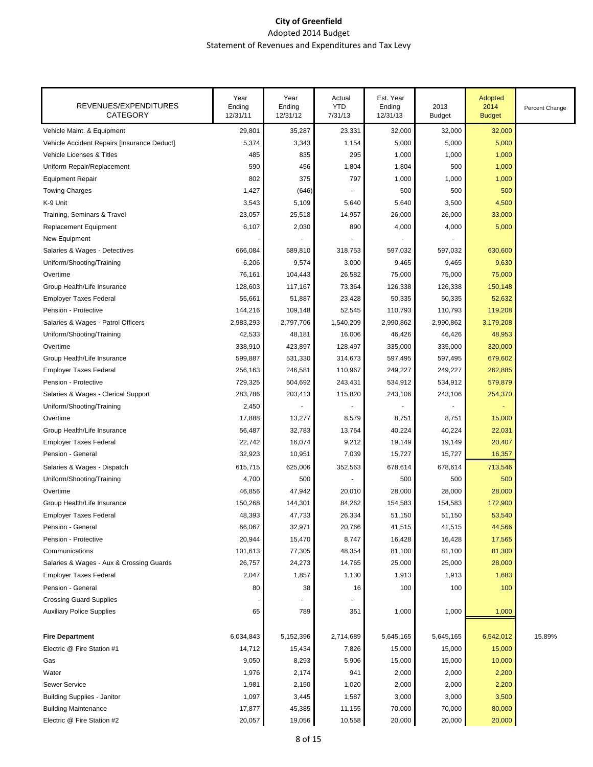# City of Greenfield
Adopted 2014 Budget
Statement of Revenues and Expenditures and Tax Levy

| REVENUES/EXPENDITURES CATEGORY | Year Ending 12/31/11 | Year Ending 12/31/12 | Actual YTD 7/31/13 | Est. Year Ending 12/31/13 | 2013 Budget | Adopted 2014 Budget | Percent Change |
|---|---|---|---|---|---|---|---|
| Vehicle Maint. & Equipment | 29,801 | 35,287 | 23,331 | 32,000 | 32,000 | 32,000 | |
| Vehicle Accident Repairs [Insurance Deduct] | 5,374 | 3,343 | 1,154 | 5,000 | 5,000 | 5,000 | |
| Vehicle Licenses & Titles | 485 | 835 | 295 | 1,000 | 1,000 | 1,000 | |
| Uniform Repair/Replacement | 590 | 456 | 1,804 | 1,804 | 500 | 1,000 | |
| Equipment Repair | 802 | 375 | 797 | 1,000 | 1,000 | 1,000 | |
| Towing Charges | 1,427 | (646) | - | 500 | 500 | 500 | |
| K-9 Unit | 3,543 | 5,109 | 5,640 | 5,640 | 3,500 | 4,500 | |
| Training, Seminars & Travel | 23,057 | 25,518 | 14,957 | 26,000 | 26,000 | 33,000 | |
| Replacement Equipment | 6,107 | 2,030 | 890 | 4,000 | 4,000 | 5,000 | |
| New Equipment | - | - | - | - | - | | |
| Salaries & Wages - Detectives | 666,084 | 589,810 | 318,753 | 597,032 | 597,032 | 630,600 | |
| Uniform/Shooting/Training | 6,206 | 9,574 | 3,000 | 9,465 | 9,465 | 9,630 | |
| Overtime | 76,161 | 104,443 | 26,582 | 75,000 | 75,000 | 75,000 | |
| Group Health/Life Insurance | 128,603 | 117,167 | 73,364 | 126,338 | 126,338 | 150,148 | |
| Employer Taxes Federal | 55,661 | 51,887 | 23,428 | 50,335 | 50,335 | 52,632 | |
| Pension - Protective | 144,216 | 109,148 | 52,545 | 110,793 | 110,793 | 119,208 | |
| Salaries & Wages - Patrol Officers | 2,983,293 | 2,797,706 | 1,540,209 | 2,990,862 | 2,990,862 | 3,179,208 | |
| Uniform/Shooting/Training | 42,533 | 48,181 | 16,006 | 46,426 | 46,426 | 48,953 | |
| Overtime | 338,910 | 423,897 | 128,497 | 335,000 | 335,000 | 320,000 | |
| Group Health/Life Insurance | 599,887 | 531,330 | 314,673 | 597,495 | 597,495 | 679,602 | |
| Employer Taxes Federal | 256,163 | 246,581 | 110,967 | 249,227 | 249,227 | 262,885 | |
| Pension - Protective | 729,325 | 504,692 | 243,431 | 534,912 | 534,912 | 579,879 | |
| Salaries & Wages - Clerical Support | 283,786 | 203,413 | 115,820 | 243,106 | 243,106 | 254,370 | |
| Uniform/Shooting/Training | 2,450 | - | - | - | - | - | |
| Overtime | 17,888 | 13,277 | 8,579 | 8,751 | 8,751 | 15,000 | |
| Group Health/Life Insurance | 56,487 | 32,783 | 13,764 | 40,224 | 40,224 | 22,031 | |
| Employer Taxes Federal | 22,742 | 16,074 | 9,212 | 19,149 | 19,149 | 20,407 | |
| Pension - General | 32,923 | 10,951 | 7,039 | 15,727 | 15,727 | 16,357 | |
| Salaries & Wages - Dispatch | 615,715 | 625,006 | 352,563 | 678,614 | 678,614 | 713,546 | |
| Uniform/Shooting/Training | 4,700 | 500 | - | 500 | 500 | 500 | |
| Overtime | 46,856 | 47,942 | 20,010 | 28,000 | 28,000 | 28,000 | |
| Group Health/Life Insurance | 150,268 | 144,301 | 84,262 | 154,583 | 154,583 | 172,900 | |
| Employer Taxes Federal | 48,393 | 47,733 | 26,334 | 51,150 | 51,150 | 53,540 | |
| Pension - General | 66,067 | 32,971 | 20,766 | 41,515 | 41,515 | 44,566 | |
| Pension - Protective | 20,944 | 15,470 | 8,747 | 16,428 | 16,428 | 17,565 | |
| Communications | 101,613 | 77,305 | 48,354 | 81,100 | 81,100 | 81,300 | |
| Salaries & Wages - Aux & Crossing Guards | 26,757 | 24,273 | 14,765 | 25,000 | 25,000 | 28,000 | |
| Employer Taxes Federal | 2,047 | 1,857 | 1,130 | 1,913 | 1,913 | 1,683 | |
| Pension - General | 80 | 38 | 16 | 100 | 100 | 100 | |
| Crossing Guard Supplies | - | - | - | | | | |
| Auxiliary Police Supplies | 65 | 789 | 351 | 1,000 | 1,000 | 1,000 | |
| | | | | | | | |
| **Fire Department** | 6,034,843 | 5,152,396 | 2,714,689 | 5,645,165 | 5,645,165 | 6,542,012 | 15.89% |
| Electric @ Fire Station #1 | 14,712 | 15,434 | 7,826 | 15,000 | 15,000 | 15,000 | |
| Gas | 9,050 | 8,293 | 5,906 | 15,000 | 15,000 | 10,000 | |
| Water | 1,976 | 2,174 | 941 | 2,000 | 2,000 | 2,200 | |
| Sewer Service | 1,981 | 2,150 | 1,020 | 2,000 | 2,000 | 2,200 | |
| Building Supplies - Janitor | 1,097 | 3,445 | 1,587 | 3,000 | 3,000 | 3,500 | |
| Building Maintenance | 17,877 | 45,385 | 11,155 | 70,000 | 70,000 | 80,000 | |
| Electric @ Fire Station #2 | 20,057 | 19,056 | 10,558 | 20,000 | 20,000 | 20,000 | |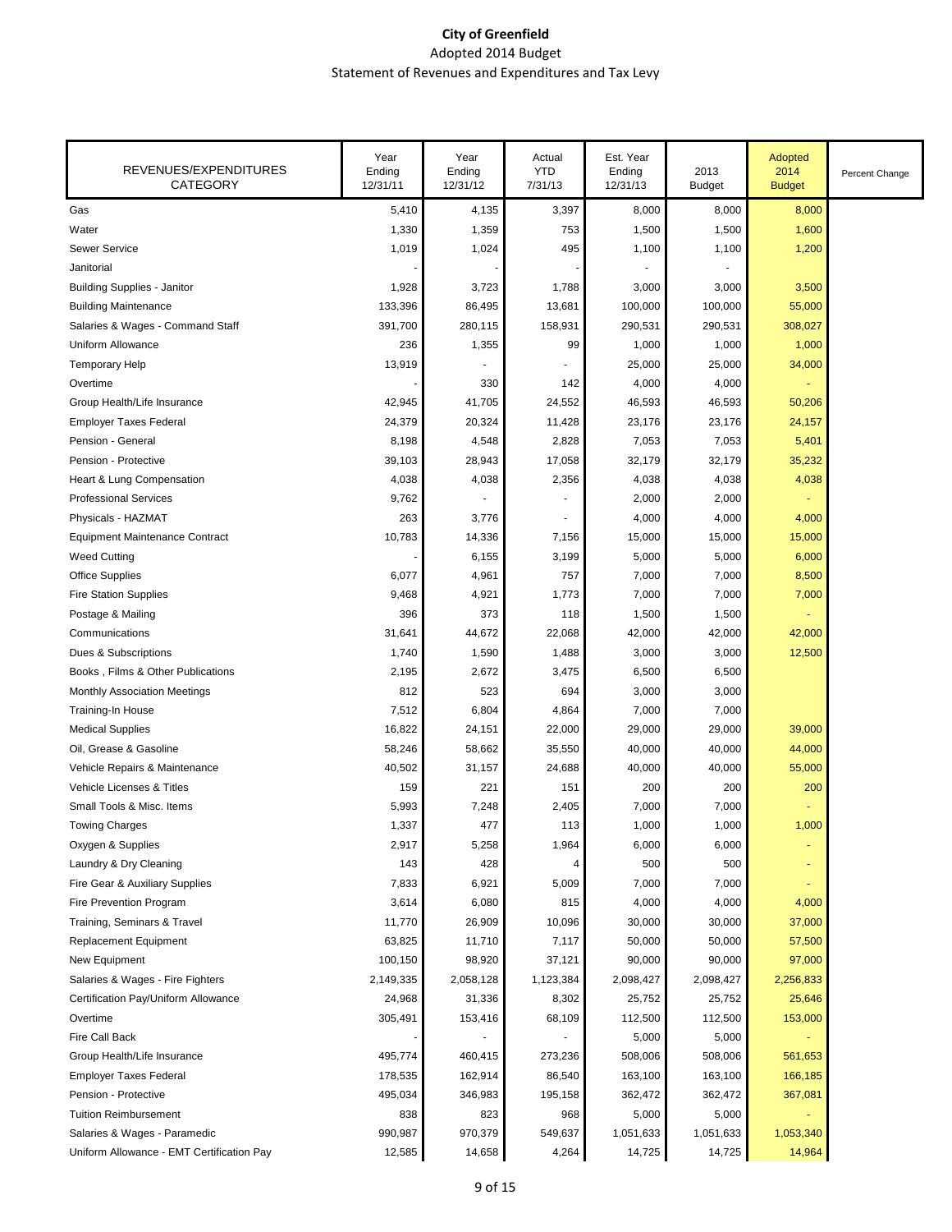# City of Greenfield

Adopted 2014 Budget

Statement of Revenues and Expenditures and Tax Levy

| REVENUES/EXPENDITURES CATEGORY | Year Ending 12/31/11 | Year Ending 12/31/12 | Actual YTD 7/31/13 | Est. Year Ending 12/31/13 | 2013 Budget | Adopted 2014 Budget | Percent Change |
|---|---|---|---|---|---|---|---|
| Gas | 5,410 | 4,135 | 3,397 | 8,000 | 8,000 | 8,000 | |
| Water | 1,330 | 1,359 | 753 | 1,500 | 1,500 | 1,600 | |
| Sewer Service | 1,019 | 1,024 | 495 | 1,100 | 1,100 | 1,200 | |
| Janitorial | - | - | - | - | - | | |
| Building Supplies - Janitor | 1,928 | 3,723 | 1,788 | 3,000 | 3,000 | 3,500 | |
| Building Maintenance | 133,396 | 86,495 | 13,681 | 100,000 | 100,000 | 55,000 | |
| Salaries & Wages - Command Staff | 391,700 | 280,115 | 158,931 | 290,531 | 290,531 | 308,027 | |
| Uniform Allowance | 236 | 1,355 | 99 | 1,000 | 1,000 | 1,000 | |
| Temporary Help | 13,919 | - | - | 25,000 | 25,000 | 34,000 | |
| Overtime | - | 330 | 142 | 4,000 | 4,000 | - | |
| Group Health/Life Insurance | 42,945 | 41,705 | 24,552 | 46,593 | 46,593 | 50,206 | |
| Employer Taxes Federal | 24,379 | 20,324 | 11,428 | 23,176 | 23,176 | 24,157 | |
| Pension - General | 8,198 | 4,548 | 2,828 | 7,053 | 7,053 | 5,401 | |
| Pension - Protective | 39,103 | 28,943 | 17,058 | 32,179 | 32,179 | 35,232 | |
| Heart & Lung Compensation | 4,038 | 4,038 | 2,356 | 4,038 | 4,038 | 4,038 | |
| Professional Services | 9,762 | - | - | 2,000 | 2,000 | - | |
| Physicals - HAZMAT | 263 | 3,776 | - | 4,000 | 4,000 | 4,000 | |
| Equipment Maintenance Contract | 10,783 | 14,336 | 7,156 | 15,000 | 15,000 | 15,000 | |
| Weed Cutting | - | 6,155 | 3,199 | 5,000 | 5,000 | 6,000 | |
| Office Supplies | 6,077 | 4,961 | 757 | 7,000 | 7,000 | 8,500 | |
| Fire Station Supplies | 9,468 | 4,921 | 1,773 | 7,000 | 7,000 | 7,000 | |
| Postage & Mailing | 396 | 373 | 118 | 1,500 | 1,500 | - | |
| Communications | 31,641 | 44,672 | 22,068 | 42,000 | 42,000 | 42,000 | |
| Dues & Subscriptions | 1,740 | 1,590 | 1,488 | 3,000 | 3,000 | 12,500 | |
| Books , Films & Other Publications | 2,195 | 2,672 | 3,475 | 6,500 | 6,500 | | |
| Monthly Association Meetings | 812 | 523 | 694 | 3,000 | 3,000 | | |
| Training-In House | 7,512 | 6,804 | 4,864 | 7,000 | 7,000 | | |
| Medical Supplies | 16,822 | 24,151 | 22,000 | 29,000 | 29,000 | 39,000 | |
| Oil, Grease & Gasoline | 58,246 | 58,662 | 35,550 | 40,000 | 40,000 | 44,000 | |
| Vehicle Repairs & Maintenance | 40,502 | 31,157 | 24,688 | 40,000 | 40,000 | 55,000 | |
| Vehicle Licenses & Titles | 159 | 221 | 151 | 200 | 200 | 200 | |
| Small Tools & Misc. Items | 5,993 | 7,248 | 2,405 | 7,000 | 7,000 | - | |
| Towing Charges | 1,337 | 477 | 113 | 1,000 | 1,000 | 1,000 | |
| Oxygen & Supplies | 2,917 | 5,258 | 1,964 | 6,000 | 6,000 | - | |
| Laundry & Dry Cleaning | 143 | 428 | 4 | 500 | 500 | - | |
| Fire Gear & Auxiliary Supplies | 7,833 | 6,921 | 5,009 | 7,000 | 7,000 | - | |
| Fire Prevention Program | 3,614 | 6,080 | 815 | 4,000 | 4,000 | 4,000 | |
| Training, Seminars & Travel | 11,770 | 26,909 | 10,096 | 30,000 | 30,000 | 37,000 | |
| Replacement Equipment | 63,825 | 11,710 | 7,117 | 50,000 | 50,000 | 57,500 | |
| New Equipment | 100,150 | 98,920 | 37,121 | 90,000 | 90,000 | 97,000 | |
| Salaries & Wages - Fire Fighters | 2,149,335 | 2,058,128 | 1,123,384 | 2,098,427 | 2,098,427 | 2,256,833 | |
| Certification Pay/Uniform Allowance | 24,968 | 31,336 | 8,302 | 25,752 | 25,752 | 25,646 | |
| Overtime | 305,491 | 153,416 | 68,109 | 112,500 | 112,500 | 153,000 | |
| Fire Call Back | - | - | - | 5,000 | 5,000 | - | |
| Group Health/Life Insurance | 495,774 | 460,415 | 273,236 | 508,006 | 508,006 | 561,653 | |
| Employer Taxes Federal | 178,535 | 162,914 | 86,540 | 163,100 | 163,100 | 166,185 | |
| Pension - Protective | 495,034 | 346,983 | 195,158 | 362,472 | 362,472 | 367,081 | |
| Tuition Reimbursement | 838 | 823 | 968 | 5,000 | 5,000 | - | |
| Salaries & Wages - Paramedic | 990,987 | 970,379 | 549,637 | 1,051,633 | 1,051,633 | 1,053,340 | |
| Uniform Allowance - EMT Certification Pay | 12,585 | 14,658 | 4,264 | 14,725 | 14,725 | 14,964 | |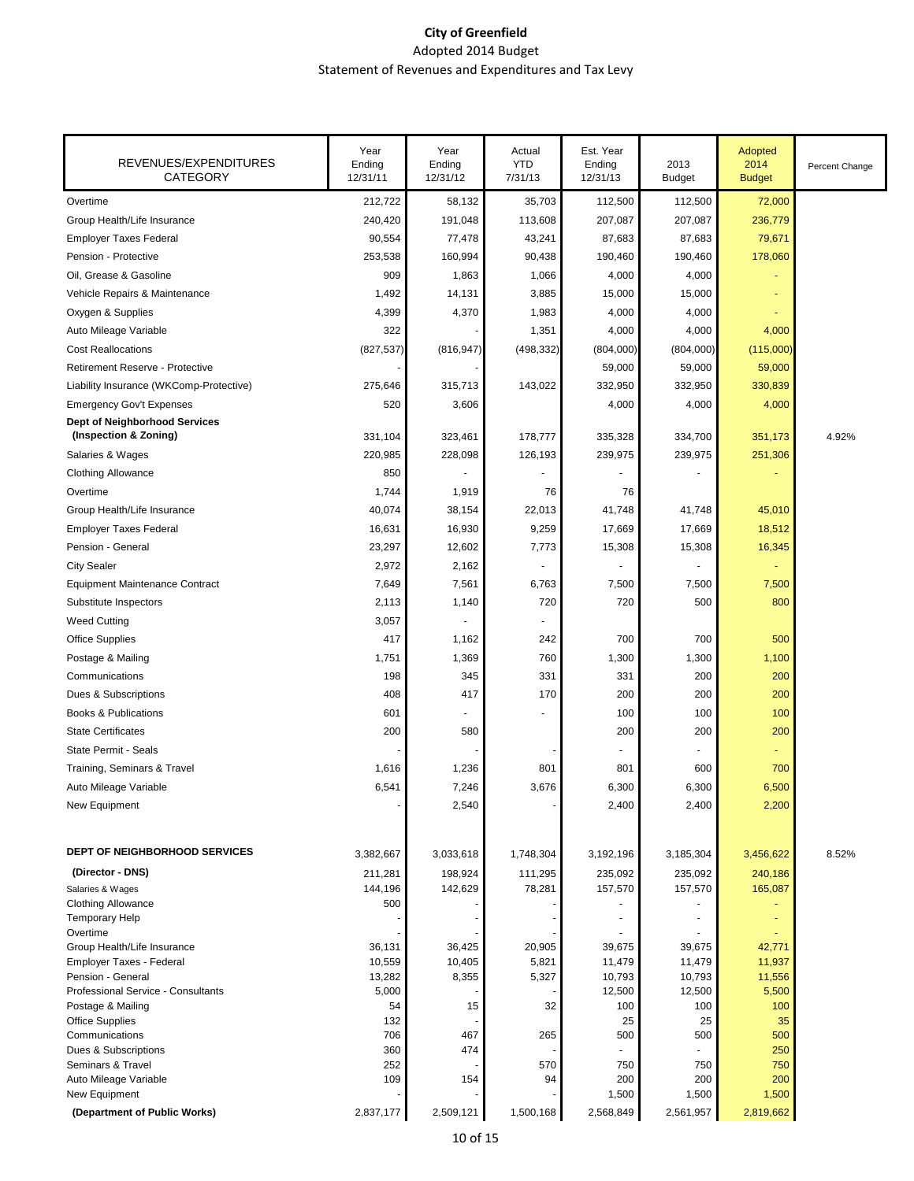**City of Greenfield**
Adopted 2014 Budget
Statement of Revenues and Expenditures and Tax Levy

| REVENUES/EXPENDITURES CATEGORY | Year Ending 12/31/11 | Year Ending 12/31/12 | Actual YTD 7/31/13 | Est. Year Ending 12/31/13 | 2013 Budget | Adopted 2014 Budget | Percent Change |
|---|---|---|---|---|---|---|---|
| Overtime | 212,722 | 58,132 | 35,703 | 112,500 | 112,500 | 72,000 | |
| Group Health/Life Insurance | 240,420 | 191,048 | 113,608 | 207,087 | 207,087 | 236,779 | |
| Employer Taxes Federal | 90,554 | 77,478 | 43,241 | 87,683 | 87,683 | 79,671 | |
| Pension - Protective | 253,538 | 160,994 | 90,438 | 190,460 | 190,460 | 178,060 | |
| Oil, Grease & Gasoline | 909 | 1,863 | 1,066 | 4,000 | 4,000 | - | |
| Vehicle Repairs & Maintenance | 1,492 | 14,131 | 3,885 | 15,000 | 15,000 | - | |
| Oxygen & Supplies | 4,399 | 4,370 | 1,983 | 4,000 | 4,000 | - | |
| Auto Mileage Variable | 322 | - | 1,351 | 4,000 | 4,000 | 4,000 | |
| Cost Reallocations | (827,537) | (816,947) | (498,332) | (804,000) | (804,000) | (115,000) | |
| Retirement Reserve - Protective | - | - | | 59,000 | 59,000 | 59,000 | |
| Liability Insurance (WKComp-Protective) | 275,646 | 315,713 | 143,022 | 332,950 | 332,950 | 330,839 | |
| Emergency Gov't Expenses | 520 | 3,606 | | 4,000 | 4,000 | 4,000 | |
| **Dept of Neighborhood Services (Inspection & Zoning)** | 331,104 | 323,461 | 178,777 | 335,328 | 334,700 | 351,173 | 4.92% |
| Salaries & Wages | 220,985 | 228,098 | 126,193 | 239,975 | 239,975 | 251,306 | |
| Clothing Allowance | 850 | - | - | - | - | - | |
| Overtime | 1,744 | 1,919 | 76 | 76 | | | |
| Group Health/Life Insurance | 40,074 | 38,154 | 22,013 | 41,748 | 41,748 | 45,010 | |
| Employer Taxes Federal | 16,631 | 16,930 | 9,259 | 17,669 | 17,669 | 18,512 | |
| Pension - General | 23,297 | 12,602 | 7,773 | 15,308 | 15,308 | 16,345 | |
| City Sealer | 2,972 | 2,162 | - | - | - | - | |
| Equipment Maintenance Contract | 7,649 | 7,561 | 6,763 | 7,500 | 7,500 | 7,500 | |
| Substitute Inspectors | 2,113 | 1,140 | 720 | 720 | 500 | 800 | |
| Weed Cutting | 3,057 | - | - | | | | |
| Office Supplies | 417 | 1,162 | 242 | 700 | 700 | 500 | |
| Postage & Mailing | 1,751 | 1,369 | 760 | 1,300 | 1,300 | 1,100 | |
| Communications | 198 | 345 | 331 | 331 | 200 | 200 | |
| Dues & Subscriptions | 408 | 417 | 170 | 200 | 200 | 200 | |
| Books & Publications | 601 | - | - | 100 | 100 | 100 | |
| State Certificates | 200 | 580 | | 200 | 200 | 200 | |
| State Permit - Seals | - | - | - | - | - | - | |
| Training, Seminars & Travel | 1,616 | 1,236 | 801 | 801 | 600 | 700 | |
| Auto Mileage Variable | 6,541 | 7,246 | 3,676 | 6,300 | 6,300 | 6,500 | |
| New Equipment | - | 2,540 | - | 2,400 | 2,400 | 2,200 | |
| **DEPT OF NEIGHBORHOOD SERVICES** | 3,382,667 | 3,033,618 | 1,748,304 | 3,192,196 | 3,185,304 | 3,456,622 | 8.52% |
| **(Director - DNS)** | 211,281 | 198,924 | 111,295 | 235,092 | 235,092 | 240,186 | |
| Salaries & Wages | 144,196 | 142,629 | 78,281 | 157,570 | 157,570 | 165,087 | |
| Clothing Allowance | 500 | | | - | - | - | |
| Temporary Help | - | - | - | - | - | - | |
| Overtime | - | - | - | - | - | - | |
| Group Health/Life Insurance | 36,131 | 36,425 | 20,905 | 39,675 | 39,675 | 42,771 | |
| Employer Taxes - Federal | 10,559 | 10,405 | 5,821 | 11,479 | 11,479 | 11,937 | |
| Pension - General | 13,282 | 8,355 | 5,327 | 10,793 | 10,793 | 11,556 | |
| Professional Service - Consultants | 5,000 | - | - | 12,500 | 12,500 | 5,500 | |
| Postage & Mailing | 54 | 15 | 32 | 100 | 100 | 100 | |
| Office Supplies | 132 | - | | 25 | 25 | 35 | |
| Communications | 706 | 467 | 265 | 500 | 500 | 500 | |
| Dues & Subscriptions | 360 | 474 | - | - | - | 250 | |
| Seminars & Travel | 252 | - | 570 | 750 | 750 | 750 | |
| Auto Mileage Variable | 109 | 154 | 94 | 200 | 200 | 200 | |
| New Equipment | - | - | - | 1,500 | 1,500 | 1,500 | |
| **(Department of Public Works)** | 2,837,177 | 2,509,121 | 1,500,168 | 2,568,849 | 2,561,957 | 2,819,662 | |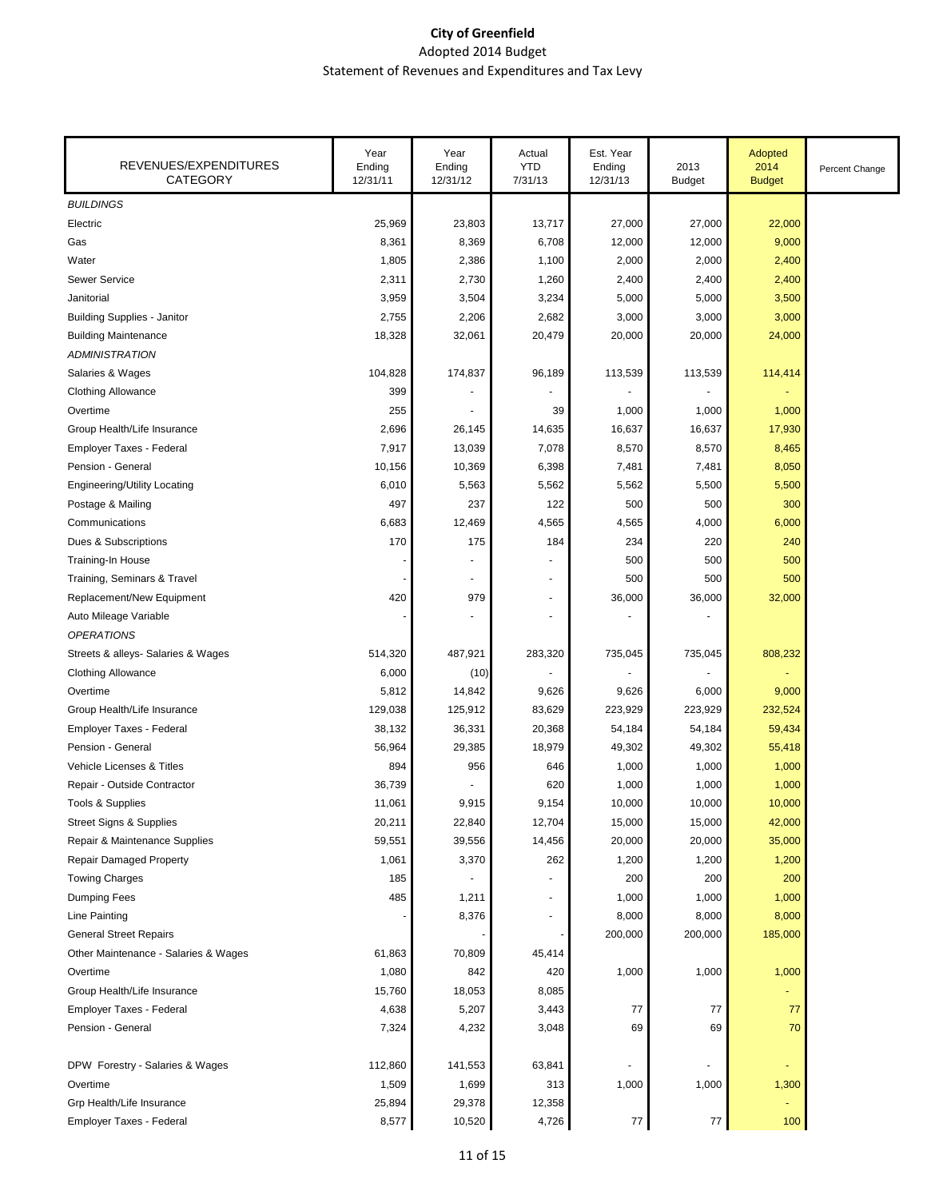# City of Greenfield

Adopted 2014 Budget

Statement of Revenues and Expenditures and Tax Levy

| REVENUES/EXPENDITURES CATEGORY | Year Ending 12/31/11 | Year Ending 12/31/12 | Actual YTD 7/31/13 | Est. Year Ending 12/31/13 | 2013 Budget | Adopted 2014 Budget | Percent Change |
|---|---|---|---|---|---|---|---|
| *BUILDINGS* | | | | | | | |
| Electric | 25,969 | 23,803 | 13,717 | 27,000 | 27,000 | 22,000 | |
| Gas | 8,361 | 8,369 | 6,708 | 12,000 | 12,000 | 9,000 | |
| Water | 1,805 | 2,386 | 1,100 | 2,000 | 2,000 | 2,400 | |
| Sewer Service | 2,311 | 2,730 | 1,260 | 2,400 | 2,400 | 2,400 | |
| Janitorial | 3,959 | 3,504 | 3,234 | 5,000 | 5,000 | 3,500 | |
| Building Supplies - Janitor | 2,755 | 2,206 | 2,682 | 3,000 | 3,000 | 3,000 | |
| Building Maintenance | 18,328 | 32,061 | 20,479 | 20,000 | 20,000 | 24,000 | |
| *ADMINISTRATION* | | | | | | | |
| Salaries & Wages | 104,828 | 174,837 | 96,189 | 113,539 | 113,539 | 114,414 | |
| Clothing Allowance | 399 | - | - | - | - | - | |
| Overtime | 255 | - | 39 | 1,000 | 1,000 | 1,000 | |
| Group Health/Life Insurance | 2,696 | 26,145 | 14,635 | 16,637 | 16,637 | 17,930 | |
| Employer Taxes - Federal | 7,917 | 13,039 | 7,078 | 8,570 | 8,570 | 8,465 | |
| Pension - General | 10,156 | 10,369 | 6,398 | 7,481 | 7,481 | 8,050 | |
| Engineering/Utility Locating | 6,010 | 5,563 | 5,562 | 5,562 | 5,500 | 5,500 | |
| Postage & Mailing | 497 | 237 | 122 | 500 | 500 | 300 | |
| Communications | 6,683 | 12,469 | 4,565 | 4,565 | 4,000 | 6,000 | |
| Dues & Subscriptions | 170 | 175 | 184 | 234 | 220 | 240 | |
| Training-In House | - | - | - | 500 | 500 | 500 | |
| Training, Seminars & Travel | - | - | - | 500 | 500 | 500 | |
| Replacement/New Equipment | 420 | 979 | - | 36,000 | 36,000 | 32,000 | |
| Auto Mileage Variable | - | - | - | - | - | | |
| *OPERATIONS* | | | | | | | |
| Streets & alleys- Salaries & Wages | 514,320 | 487,921 | 283,320 | 735,045 | 735,045 | 808,232 | |
| Clothing Allowance | 6,000 | (10) | - | - | - | - | |
| Overtime | 5,812 | 14,842 | 9,626 | 9,626 | 6,000 | 9,000 | |
| Group Health/Life Insurance | 129,038 | 125,912 | 83,629 | 223,929 | 223,929 | 232,524 | |
| Employer Taxes - Federal | 38,132 | 36,331 | 20,368 | 54,184 | 54,184 | 59,434 | |
| Pension - General | 56,964 | 29,385 | 18,979 | 49,302 | 49,302 | 55,418 | |
| Vehicle Licenses & Titles | 894 | 956 | 646 | 1,000 | 1,000 | 1,000 | |
| Repair - Outside Contractor | 36,739 | - | 620 | 1,000 | 1,000 | 1,000 | |
| Tools & Supplies | 11,061 | 9,915 | 9,154 | 10,000 | 10,000 | 10,000 | |
| Street Signs & Supplies | 20,211 | 22,840 | 12,704 | 15,000 | 15,000 | 42,000 | |
| Repair & Maintenance Supplies | 59,551 | 39,556 | 14,456 | 20,000 | 20,000 | 35,000 | |
| Repair Damaged Property | 1,061 | 3,370 | 262 | 1,200 | 1,200 | 1,200 | |
| Towing Charges | 185 | - | - | 200 | 200 | 200 | |
| Dumping Fees | 485 | 1,211 | - | 1,000 | 1,000 | 1,000 | |
| Line Painting | - | 8,376 | - | 8,000 | 8,000 | 8,000 | |
| General Street Repairs | | - | - | 200,000 | 200,000 | 185,000 | |
| Other Maintenance - Salaries & Wages | 61,863 | 70,809 | 45,414 | | | | |
| Overtime | 1,080 | 842 | 420 | 1,000 | 1,000 | 1,000 | |
| Group Health/Life Insurance | 15,760 | 18,053 | 8,085 | | | - | |
| Employer Taxes - Federal | 4,638 | 5,207 | 3,443 | 77 | 77 | 77 | |
| Pension - General | 7,324 | 4,232 | 3,048 | 69 | 69 | 70 | |
| | | | | | | | |
| DPW Forestry - Salaries & Wages | 112,860 | 141,553 | 63,841 | - | - | - | |
| Overtime | 1,509 | 1,699 | 313 | 1,000 | 1,000 | 1,300 | |
| Grp Health/Life Insurance | 25,894 | 29,378 | 12,358 | | | - | |
| Employer Taxes - Federal | 8,577 | 10,520 | 4,726 | 77 | 77 | 100 | |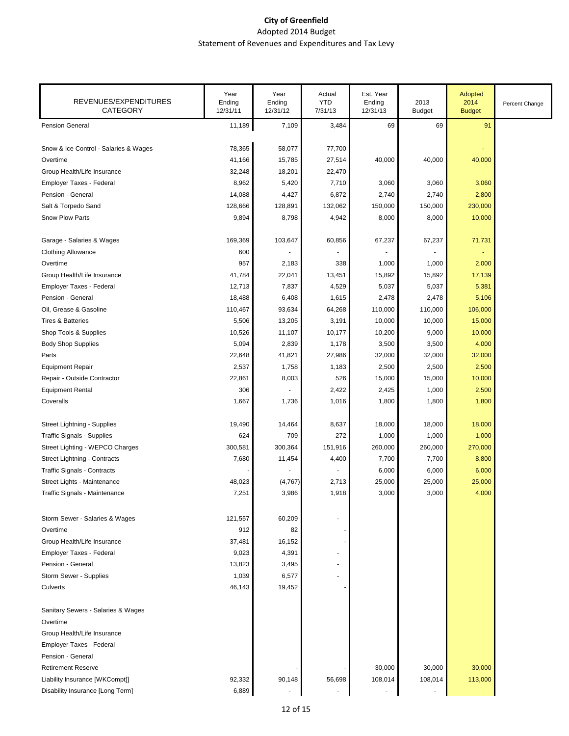**City of Greenfield**

Adopted 2014 Budget

Statement of Revenues and Expenditures and Tax Levy

| REVENUES/EXPENDITURES CATEGORY | Year Ending 12/31/11 | Year Ending 12/31/12 | Actual YTD 7/31/13 | Est. Year Ending 12/31/13 | 2013 Budget | Adopted 2014 Budget | Percent Change |
|---|---|---|---|---|---|---|---|
| Pension General | 11,189 | 7,109 | 3,484 | 69 | 69 | 91 | |
| | | | | | | | |
| Snow & Ice Control - Salaries & Wages | 78,365 | 58,077 | 77,700 | | | - | |
| Overtime | 41,166 | 15,785 | 27,514 | 40,000 | 40,000 | 40,000 | |
| Group Health/Life Insurance | 32,248 | 18,201 | 22,470 | | | | |
| Employer Taxes - Federal | 8,962 | 5,420 | 7,710 | 3,060 | 3,060 | 3,060 | |
| Pension - General | 14,088 | 4,427 | 6,872 | 2,740 | 2,740 | 2,800 | |
| Salt & Torpedo Sand | 128,666 | 128,891 | 132,062 | 150,000 | 150,000 | 230,000 | |
| Snow Plow Parts | 9,894 | 8,798 | 4,942 | 8,000 | 8,000 | 10,000 | |
| | | | | | | | |
| Garage - Salaries & Wages | 169,369 | 103,647 | 60,856 | 67,237 | 67,237 | 71,731 | |
| Clothing Allowance | 600 | - | - | - | - | - | |
| Overtime | 957 | 2,183 | 338 | 1,000 | 1,000 | 2,000 | |
| Group Health/Life Insurance | 41,784 | 22,041 | 13,451 | 15,892 | 15,892 | 17,139 | |
| Employer Taxes - Federal | 12,713 | 7,837 | 4,529 | 5,037 | 5,037 | 5,381 | |
| Pension - General | 18,488 | 6,408 | 1,615 | 2,478 | 2,478 | 5,106 | |
| Oil, Grease & Gasoline | 110,467 | 93,634 | 64,268 | 110,000 | 110,000 | 106,000 | |
| Tires & Batteries | 5,506 | 13,205 | 3,191 | 10,000 | 10,000 | 15,000 | |
| Shop Tools & Supplies | 10,526 | 11,107 | 10,177 | 10,200 | 9,000 | 10,000 | |
| Body Shop Supplies | 5,094 | 2,839 | 1,178 | 3,500 | 3,500 | 4,000 | |
| Parts | 22,648 | 41,821 | 27,986 | 32,000 | 32,000 | 32,000 | |
| Equipment Repair | 2,537 | 1,758 | 1,183 | 2,500 | 2,500 | 2,500 | |
| Repair - Outside Contractor | 22,861 | 8,003 | 526 | 15,000 | 15,000 | 10,000 | |
| Equipment Rental | 306 | - | 2,422 | 2,425 | 1,000 | 2,500 | |
| Coveralls | 1,667 | 1,736 | 1,016 | 1,800 | 1,800 | 1,800 | |
| | | | | | | | |
| Street Lightning - Supplies | 19,490 | 14,464 | 8,637 | 18,000 | 18,000 | 18,000 | |
| Traffic Signals - Supplies | 624 | 709 | 272 | 1,000 | 1,000 | 1,000 | |
| Street Lighting - WEPCO Charges | 300,581 | 300,364 | 151,916 | 260,000 | 260,000 | 270,000 | |
| Street Lightning - Contracts | 7,680 | 11,454 | 4,400 | 7,700 | 7,700 | 8,800 | |
| Traffic Signals - Contracts | - | - | - | 6,000 | 6,000 | 6,000 | |
| Street Lights - Maintenance | 48,023 | (4,767) | 2,713 | 25,000 | 25,000 | 25,000 | |
| Traffic Signals - Maintenance | 7,251 | 3,986 | 1,918 | 3,000 | 3,000 | 4,000 | |
| | | | | | | | |
| Storm Sewer - Salaries & Wages | 121,557 | 60,209 | - | | | | |
| Overtime | 912 | 82 | - | | | | |
| Group Health/Life Insurance | 37,481 | 16,152 | - | | | | |
| Employer Taxes - Federal | 9,023 | 4,391 | - | | | | |
| Pension - General | 13,823 | 3,495 | - | | | | |
| Storm Sewer - Supplies | 1,039 | 6,577 | - | | | | |
| Culverts | 46,143 | 19,452 | - | | | | |
| | | | | | | | |
| Sanitary Sewers - Salaries & Wages | | | | | | | |
| Overtime | | | | | | | |
| Group Health/Life Insurance | | | | | | | |
| Employer Taxes - Federal | | | | | | | |
| Pension - General | | | | | | | |
| Retirement Reserve | | - | - | 30,000 | 30,000 | 30,000 | |
| Liability Insurance [WKCompt]] | 92,332 | 90,148 | 56,698 | 108,014 | 108,014 | 113,000 | |
| Disability Insurance [Long Term] | 6,889 | - | - | - | - | | |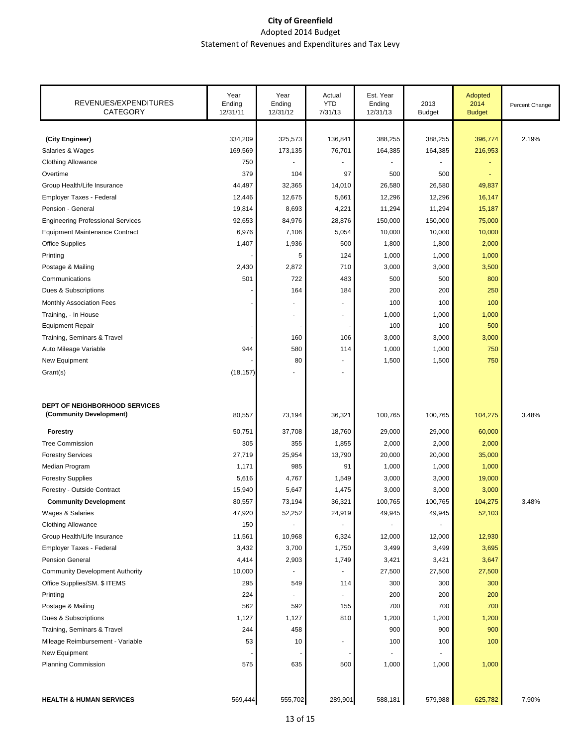# City of Greenfield

Adopted 2014 Budget

Statement of Revenues and Expenditures and Tax Levy

| REVENUES/EXPENDITURES CATEGORY | Year Ending 12/31/11 | Year Ending 12/31/12 | Actual YTD 7/31/13 | Est. Year Ending 12/31/13 | 2013 Budget | Adopted 2014 Budget | Percent Change |
|---|---|---|---|---|---|---|---|
| **(City Engineer)** | 334,209 | 325,573 | 136,841 | 388,255 | 388,255 | 396,774 | 2.19% |
| Salaries & Wages | 169,569 | 173,135 | 76,701 | 164,385 | 164,385 | 216,953 | |
| Clothing Allowance | 750 | - | - | - | - | - | |
| Overtime | 379 | 104 | 97 | 500 | 500 | - | |
| Group Health/Life Insurance | 44,497 | 32,365 | 14,010 | 26,580 | 26,580 | 49,837 | |
| Employer Taxes - Federal | 12,446 | 12,675 | 5,661 | 12,296 | 12,296 | 16,147 | |
| Pension - General | 19,814 | 8,693 | 4,221 | 11,294 | 11,294 | 15,187 | |
| Engineering Professional Services | 92,653 | 84,976 | 28,876 | 150,000 | 150,000 | 75,000 | |
| Equipment Maintenance Contract | 6,976 | 7,106 | 5,054 | 10,000 | 10,000 | 10,000 | |
| Office Supplies | 1,407 | 1,936 | 500 | 1,800 | 1,800 | 2,000 | |
| Printing | - | 5 | 124 | 1,000 | 1,000 | 1,000 | |
| Postage & Mailing | 2,430 | 2,872 | 710 | 3,000 | 3,000 | 3,500 | |
| Communications | 501 | 722 | 483 | 500 | 500 | 800 | |
| Dues & Subscriptions | - | 164 | 184 | 200 | 200 | 250 | |
| Monthly Association Fees | - | - | - | 100 | 100 | 100 | |
| Training, - In House | | - | - | 1,000 | 1,000 | 1,000 | |
| Equipment Repair | - | - | - | 100 | 100 | 500 | |
| Training, Seminars & Travel | - | 160 | 106 | 3,000 | 3,000 | 3,000 | |
| Auto Mileage Variable | 944 | 580 | 114 | 1,000 | 1,000 | 750 | |
| New Equipment | - | 80 | - | 1,500 | 1,500 | 750 | |
| Grant(s) | (18,157) | - | - | | | | |
| **DEPT OF NEIGHBORHOOD SERVICES (Community Development)** | 80,557 | 73,194 | 36,321 | 100,765 | 100,765 | 104,275 | 3.48% |
| **Forestry** | 50,751 | 37,708 | 18,760 | 29,000 | 29,000 | 60,000 | |
| Tree Commission | 305 | 355 | 1,855 | 2,000 | 2,000 | 2,000 | |
| Forestry Services | 27,719 | 25,954 | 13,790 | 20,000 | 20,000 | 35,000 | |
| Median Program | 1,171 | 985 | 91 | 1,000 | 1,000 | 1,000 | |
| Forestry Supplies | 5,616 | 4,767 | 1,549 | 3,000 | 3,000 | 19,000 | |
| Forestry - Outside Contract | 15,940 | 5,647 | 1,475 | 3,000 | 3,000 | 3,000 | |
| **Community Development** | 80,557 | 73,194 | 36,321 | 100,765 | 100,765 | 104,275 | 3.48% |
| Wages & Salaries | 47,920 | 52,252 | 24,919 | 49,945 | 49,945 | 52,103 | |
| Clothing Allowance | 150 | - | - | - | - | | |
| Group Health/Life Insurance | 11,561 | 10,968 | 6,324 | 12,000 | 12,000 | 12,930 | |
| Employer Taxes - Federal | 3,432 | 3,700 | 1,750 | 3,499 | 3,499 | 3,695 | |
| Pension General | 4,414 | 2,903 | 1,749 | 3,421 | 3,421 | 3,647 | |
| Community Development Authority | 10,000 | - | - | 27,500 | 27,500 | 27,500 | |
| Office Supplies/SM. $ ITEMS | 295 | 549 | 114 | 300 | 300 | 300 | |
| Printing | 224 | - | - | 200 | 200 | 200 | |
| Postage & Mailing | 562 | 592 | 155 | 700 | 700 | 700 | |
| Dues & Subscriptions | 1,127 | 1,127 | 810 | 1,200 | 1,200 | 1,200 | |
| Training, Seminars & Travel | 244 | 458 | | 900 | 900 | 900 | |
| Mileage Reimbursement - Variable | 53 | 10 | - | 100 | 100 | 100 | |
| New Equipment | - | - | - | - | - | | |
| Planning Commission | 575 | 635 | 500 | 1,000 | 1,000 | 1,000 | |
| **HEALTH & HUMAN SERVICES** | 569,444 | 555,702 | 289,901 | 588,181 | 579,988 | 625,782 | 7.90% |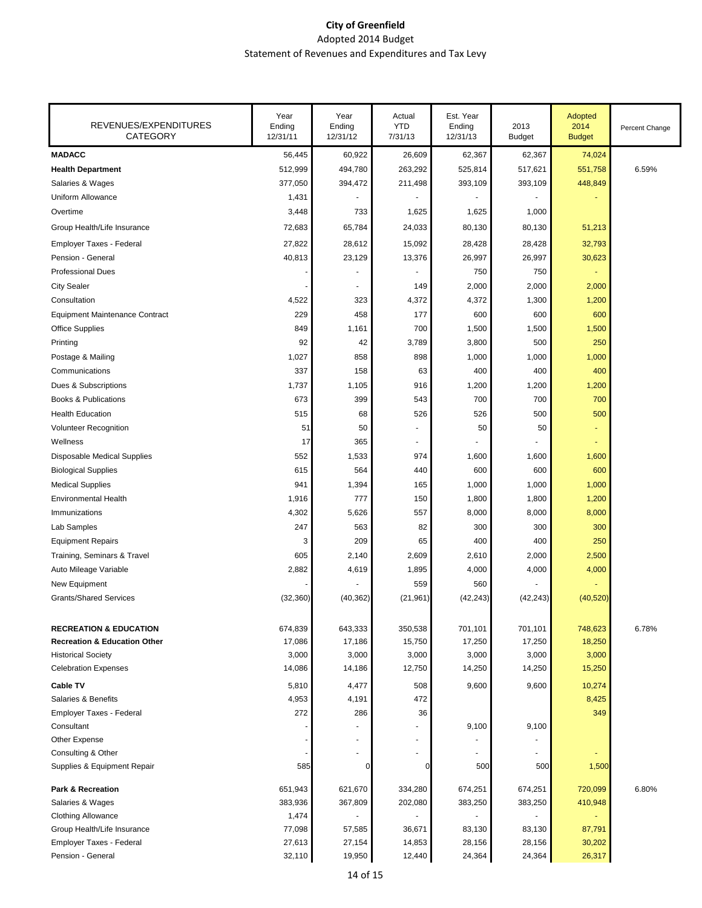# City of Greenfield

Adopted 2014 Budget

Statement of Revenues and Expenditures and Tax Levy

| REVENUES/EXPENDITURES CATEGORY | Year Ending 12/31/11 | Year Ending 12/31/12 | Actual YTD 7/31/13 | Est. Year Ending 12/31/13 | 2013 Budget | Adopted 2014 Budget | Percent Change |
|---|---|---|---|---|---|---|---|
| **MADACC** | 56,445 | 60,922 | 26,609 | 62,367 | 62,367 | 74,024 | |
| **Health Department** | 512,999 | 494,780 | 263,292 | 525,814 | 517,621 | 551,758 | 6.59% |
| Salaries & Wages | 377,050 | 394,472 | 211,498 | 393,109 | 393,109 | 448,849 | |
| Uniform Allowance | 1,431 | - | - | - | - | - | |
| Overtime | 3,448 | 733 | 1,625 | 1,625 | 1,000 | | |
| Group Health/Life Insurance | 72,683 | 65,784 | 24,033 | 80,130 | 80,130 | 51,213 | |
| Employer Taxes - Federal | 27,822 | 28,612 | 15,092 | 28,428 | 28,428 | 32,793 | |
| Pension - General | 40,813 | 23,129 | 13,376 | 26,997 | 26,997 | 30,623 | |
| Professional Dues | - | - | - | 750 | 750 | - | |
| City Sealer | - | - | 149 | 2,000 | 2,000 | 2,000 | |
| Consultation | 4,522 | 323 | 4,372 | 4,372 | 1,300 | 1,200 | |
| Equipment Maintenance Contract | 229 | 458 | 177 | 600 | 600 | 600 | |
| Office Supplies | 849 | 1,161 | 700 | 1,500 | 1,500 | 1,500 | |
| Printing | 92 | 42 | 3,789 | 3,800 | 500 | 250 | |
| Postage & Mailing | 1,027 | 858 | 898 | 1,000 | 1,000 | 1,000 | |
| Communications | 337 | 158 | 63 | 400 | 400 | 400 | |
| Dues & Subscriptions | 1,737 | 1,105 | 916 | 1,200 | 1,200 | 1,200 | |
| Books & Publications | 673 | 399 | 543 | 700 | 700 | 700 | |
| Health Education | 515 | 68 | 526 | 526 | 500 | 500 | |
| Volunteer Recognition | 51 | 50 | - | 50 | 50 | - | |
| Wellness | 17 | 365 | - | - | - | - | |
| Disposable Medical Supplies | 552 | 1,533 | 974 | 1,600 | 1,600 | 1,600 | |
| Biological Supplies | 615 | 564 | 440 | 600 | 600 | 600 | |
| Medical Supplies | 941 | 1,394 | 165 | 1,000 | 1,000 | 1,000 | |
| Environmental Health | 1,916 | 777 | 150 | 1,800 | 1,800 | 1,200 | |
| Immunizations | 4,302 | 5,626 | 557 | 8,000 | 8,000 | 8,000 | |
| Lab Samples | 247 | 563 | 82 | 300 | 300 | 300 | |
| Equipment Repairs | 3 | 209 | 65 | 400 | 400 | 250 | |
| Training, Seminars & Travel | 605 | 2,140 | 2,609 | 2,610 | 2,000 | 2,500 | |
| Auto Mileage Variable | 2,882 | 4,619 | 1,895 | 4,000 | 4,000 | 4,000 | |
| New Equipment | - | - | 559 | 560 | - | - | |
| Grants/Shared Services | (32,360) | (40,362) | (21,961) | (42,243) | (42,243) | (40,520) | |
| | | | | | | | |
| **RECREATION & EDUCATION** | 674,839 | 643,333 | 350,538 | 701,101 | 701,101 | 748,623 | 6.78% |
| **Recreation & Education Other** | 17,086 | 17,186 | 15,750 | 17,250 | 17,250 | 18,250 | |
| Historical Society | 3,000 | 3,000 | 3,000 | 3,000 | 3,000 | 3,000 | |
| Celebration Expenses | 14,086 | 14,186 | 12,750 | 14,250 | 14,250 | 15,250 | |
| **Cable TV** | 5,810 | 4,477 | 508 | 9,600 | 9,600 | 10,274 | |
| Salaries & Benefits | 4,953 | 4,191 | 472 | | | 8,425 | |
| Employer Taxes - Federal | 272 | 286 | 36 | | | 349 | |
| Consultant | - | - | - | 9,100 | 9,100 | | |
| Other Expense | - | - | - | - | - | | |
| Consulting & Other | - | - | - | - | - | - | |
| Supplies & Equipment Repair | 585 | 0 | 0 | 500 | 500 | 1,500 | |
| | | | | | | | |
| **Park & Recreation** | 651,943 | 621,670 | 334,280 | 674,251 | 674,251 | 720,099 | 6.80% |
| Salaries & Wages | 383,936 | 367,809 | 202,080 | 383,250 | 383,250 | 410,948 | |
| Clothing Allowance | 1,474 | - | - | - | - | - | |
| Group Health/Life Insurance | 77,098 | 57,585 | 36,671 | 83,130 | 83,130 | 87,791 | |
| Employer Taxes - Federal | 27,613 | 27,154 | 14,853 | 28,156 | 28,156 | 30,202 | |
| Pension - General | 32,110 | 19,950 | 12,440 | 24,364 | 24,364 | 26,317 | |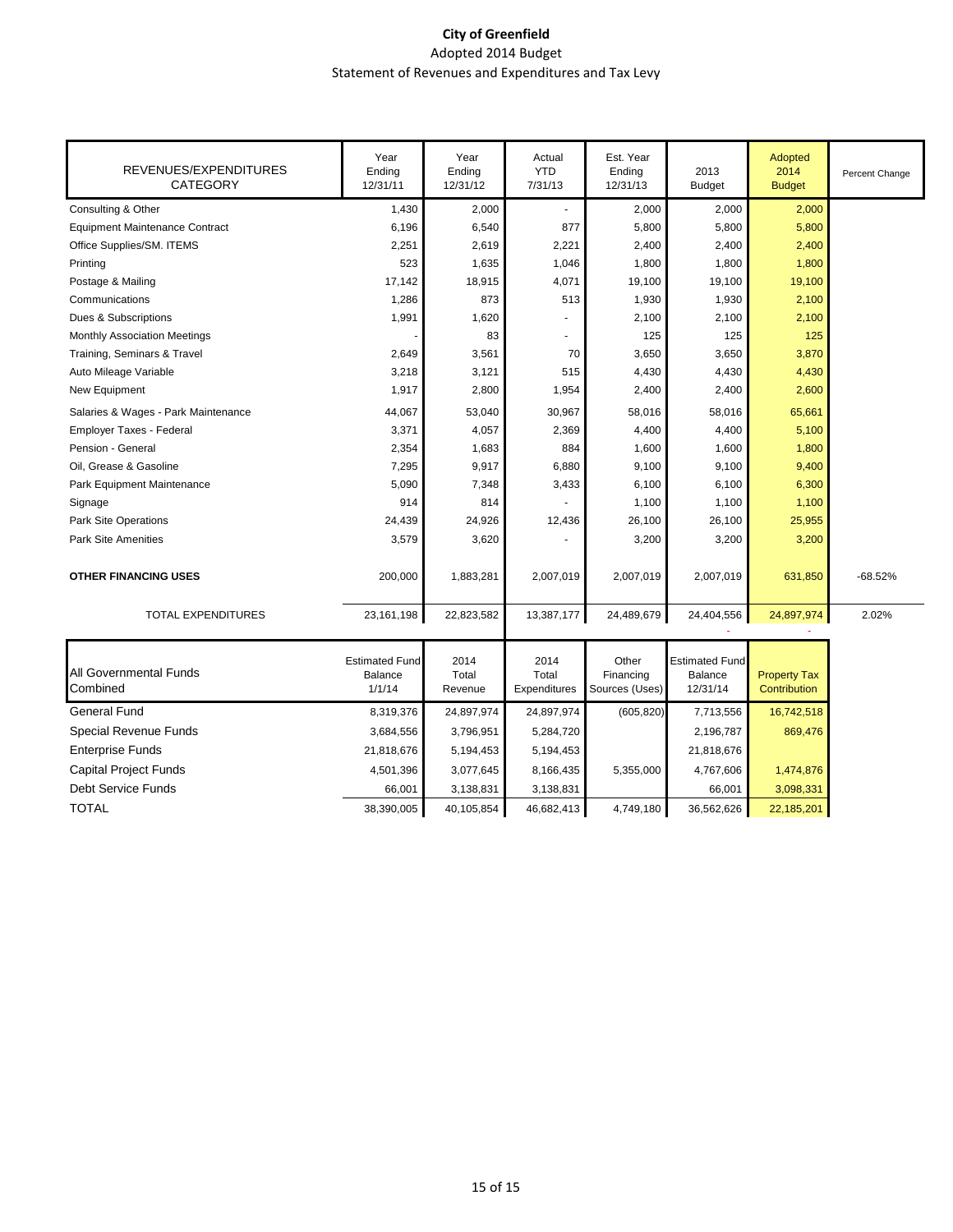# City of Greenfield

Adopted 2014 Budget

Statement of Revenues and Expenditures and Tax Levy

| REVENUES/EXPENDITURES CATEGORY | Year Ending 12/31/11 | Year Ending 12/31/12 | Actual YTD 7/31/13 | Est. Year Ending 12/31/13 | 2013 Budget | Adopted 2014 Budget | Percent Change |
|---|---|---|---|---|---|---|---|
| Consulting & Other | 1,430 | 2,000 | - | 2,000 | 2,000 | 2,000 | |
| Equipment Maintenance Contract | 6,196 | 6,540 | 877 | 5,800 | 5,800 | 5,800 | |
| Office Supplies/SM. ITEMS | 2,251 | 2,619 | 2,221 | 2,400 | 2,400 | 2,400 | |
| Printing | 523 | 1,635 | 1,046 | 1,800 | 1,800 | 1,800 | |
| Postage & Mailing | 17,142 | 18,915 | 4,071 | 19,100 | 19,100 | 19,100 | |
| Communications | 1,286 | 873 | 513 | 1,930 | 1,930 | 2,100 | |
| Dues & Subscriptions | 1,991 | 1,620 | - | 2,100 | 2,100 | 2,100 | |
| Monthly Association Meetings | - | 83 | - | 125 | 125 | 125 | |
| Training, Seminars & Travel | 2,649 | 3,561 | 70 | 3,650 | 3,650 | 3,870 | |
| Auto Mileage Variable | 3,218 | 3,121 | 515 | 4,430 | 4,430 | 4,430 | |
| New Equipment | 1,917 | 2,800 | 1,954 | 2,400 | 2,400 | 2,600 | |
| Salaries & Wages - Park Maintenance | 44,067 | 53,040 | 30,967 | 58,016 | 58,016 | 65,661 | |
| Employer Taxes - Federal | 3,371 | 4,057 | 2,369 | 4,400 | 4,400 | 5,100 | |
| Pension - General | 2,354 | 1,683 | 884 | 1,600 | 1,600 | 1,800 | |
| Oil, Grease & Gasoline | 7,295 | 9,917 | 6,880 | 9,100 | 9,100 | 9,400 | |
| Park Equipment Maintenance | 5,090 | 7,348 | 3,433 | 6,100 | 6,100 | 6,300 | |
| Signage | 914 | 814 | - | 1,100 | 1,100 | 1,100 | |
| Park Site Operations | 24,439 | 24,926 | 12,436 | 26,100 | 26,100 | 25,955 | |
| Park Site Amenities | 3,579 | 3,620 | - | 3,200 | 3,200 | 3,200 | |
| **OTHER FINANCING USES** | 200,000 | 1,883,281 | 2,007,019 | 2,007,019 | 2,007,019 | 631,850 | -68.52% |
| TOTAL EXPENDITURES | 23,161,198 | 22,823,582 | 13,387,177 | 24,489,679 | 24,404,556 | 24,897,974 | 2.02% |

| All Governmental Funds Combined | Estimated Fund Balance 1/1/14 | 2014 Total Revenue | 2014 Total Expenditures | Other Financing Sources (Uses) | Estimated Fund Balance 12/31/14 | Property Tax Contribution |
|---|---|---|---|---|---|---|
| General Fund | 8,319,376 | 24,897,974 | 24,897,974 | (605,820) | 7,713,556 | 16,742,518 |
| Special Revenue Funds | 3,684,556 | 3,796,951 | 5,284,720 | | 2,196,787 | 869,476 |
| Enterprise Funds | 21,818,676 | 5,194,453 | 5,194,453 | | 21,818,676 | |
| Capital Project Funds | 4,501,396 | 3,077,645 | 8,166,435 | 5,355,000 | 4,767,606 | 1,474,876 |
| Debt Service Funds | 66,001 | 3,138,831 | 3,138,831 | | 66,001 | 3,098,331 |
| TOTAL | 38,390,005 | 40,105,854 | 46,682,413 | 4,749,180 | 36,562,626 | 22,185,201 |